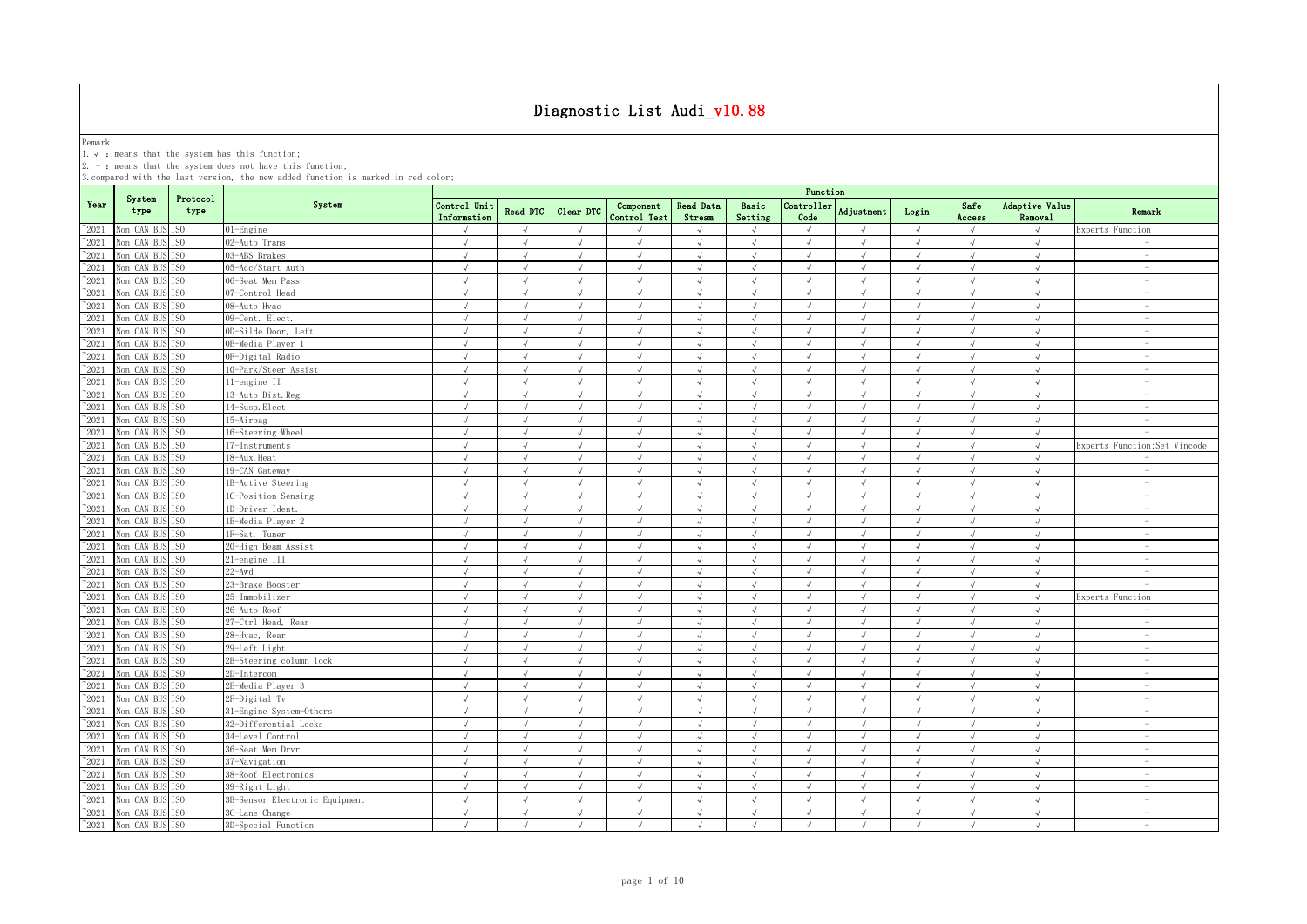# Diagnostic List Audi_v10.88

Remark:
1. √ : means that the system has this function;
2. - : means that the system does not have this function;
3. compared with the last version, the new added function is marked in red color;

| Year | System type | Protocol type | System | Control Unit Information | Read DTC | Clear DTC | Component Control Test | Read Data Stream | Basic Setting | Controller Code | Adjustment | Login | Safe Access | Adaptive Value Removal | Remark |
|---|---|---|---|---|---|---|---|---|---|---|---|---|---|---|---|
| ~2021 | Non CAN BUS | ISO | 01-Engine | √ | √ | √ | √ | √ | √ | √ | √ | √ | √ | √ | Experts Function |
| ~2021 | Non CAN BUS | ISO | 02-Auto Trans | √ | √ | √ | √ | √ | √ | √ | √ | √ | √ | √ | - |
| ~2021 | Non CAN BUS | ISO | 03-ABS Brakes | √ | √ | √ | √ | √ | √ | √ | √ | √ | √ | √ | - |
| ~2021 | Non CAN BUS | ISO | 05-Acc/Start Auth | √ | √ | √ | √ | √ | √ | √ | √ | √ | √ | √ | - |
| ~2021 | Non CAN BUS | ISO | 06-Seat Mem Pass | √ | √ | √ | √ | √ | √ | √ | √ | √ | √ | √ | - |
| ~2021 | Non CAN BUS | ISO | 07-Control Head | √ | √ | √ | √ | √ | √ | √ | √ | √ | √ | √ | - |
| ~2021 | Non CAN BUS | ISO | 08-Auto Hvac | √ | √ | √ | √ | √ | √ | √ | √ | √ | √ | √ | - |
| ~2021 | Non CAN BUS | ISO | 09-Cent. Elect. | √ | √ | √ | √ | √ | √ | √ | √ | √ | √ | √ | - |
| ~2021 | Non CAN BUS | ISO | 0D-Silde Door, Left | √ | √ | √ | √ | √ | √ | √ | √ | √ | √ | √ | - |
| ~2021 | Non CAN BUS | ISO | 0E-Media Player 1 | √ | √ | √ | √ | √ | √ | √ | √ | √ | √ | √ | - |
| ~2021 | Non CAN BUS | ISO | 0F-Digital Radio | √ | √ | √ | √ | √ | √ | √ | √ | √ | √ | √ | - |
| ~2021 | Non CAN BUS | ISO | 10-Park/Steer Assist | √ | √ | √ | √ | √ | √ | √ | √ | √ | √ | √ | - |
| ~2021 | Non CAN BUS | ISO | 11-engine II | √ | √ | √ | √ | √ | √ | √ | √ | √ | √ | √ | - |
| ~2021 | Non CAN BUS | ISO | 13-Auto Dist.Reg | √ | √ | √ | √ | √ | √ | √ | √ | √ | √ | √ | - |
| ~2021 | Non CAN BUS | ISO | 14-Susp.Elect | √ | √ | √ | √ | √ | √ | √ | √ | √ | √ | √ | - |
| ~2021 | Non CAN BUS | ISO | 15-Airbag | √ | √ | √ | √ | √ | √ | √ | √ | √ | √ | √ | - |
| ~2021 | Non CAN BUS | ISO | 16-Steering Wheel | √ | √ | √ | √ | √ | √ | √ | √ | √ | √ | √ | - |
| ~2021 | Non CAN BUS | ISO | 17-Instruments | √ | √ | √ | √ | √ | √ | √ | √ | √ | √ | √ | Experts Function;Set Vincode |
| ~2021 | Non CAN BUS | ISO | 18-Aux.Heat | √ | √ | √ | √ | √ | √ | √ | √ | √ | √ | √ | - |
| ~2021 | Non CAN BUS | ISO | 19-CAN Gateway | √ | √ | √ | √ | √ | √ | √ | √ | √ | √ | √ | - |
| ~2021 | Non CAN BUS | ISO | 1B-Active Steering | √ | √ | √ | √ | √ | √ | √ | √ | √ | √ | √ | - |
| ~2021 | Non CAN BUS | ISO | 1C-Position Sensing | √ | √ | √ | √ | √ | √ | √ | √ | √ | √ | √ | - |
| ~2021 | Non CAN BUS | ISO | 1D-Driver Ident. | √ | √ | √ | √ | √ | √ | √ | √ | √ | √ | √ | - |
| ~2021 | Non CAN BUS | ISO | 1E-Media Player 2 | √ | √ | √ | √ | √ | √ | √ | √ | √ | √ | √ | - |
| ~2021 | Non CAN BUS | ISO | 1F-Sat. Tuner | √ | √ | √ | √ | √ | √ | √ | √ | √ | √ | √ | - |
| ~2021 | Non CAN BUS | ISO | 20-High Beam Assist | √ | √ | √ | √ | √ | √ | √ | √ | √ | √ | √ | - |
| ~2021 | Non CAN BUS | ISO | 21-engine III | √ | √ | √ | √ | √ | √ | √ | √ | √ | √ | √ | - |
| ~2021 | Non CAN BUS | ISO | 22-Awd | √ | √ | √ | √ | √ | √ | √ | √ | √ | √ | √ | - |
| ~2021 | Non CAN BUS | ISO | 23-Brake Booster | √ | √ | √ | √ | √ | √ | √ | √ | √ | √ | √ | - |
| ~2021 | Non CAN BUS | ISO | 25-Immobilizer | √ | √ | √ | √ | √ | √ | √ | √ | √ | √ | √ | Experts Function |
| ~2021 | Non CAN BUS | ISO | 26-Auto Roof | √ | √ | √ | √ | √ | √ | √ | √ | √ | √ | √ | - |
| ~2021 | Non CAN BUS | ISO | 27-Ctrl Head, Rear | √ | √ | √ | √ | √ | √ | √ | √ | √ | √ | √ | - |
| ~2021 | Non CAN BUS | ISO | 28-Hvac, Rear | √ | √ | √ | √ | √ | √ | √ | √ | √ | √ | √ | - |
| ~2021 | Non CAN BUS | ISO | 29-Left Light | √ | √ | √ | √ | √ | √ | √ | √ | √ | √ | √ | - |
| ~2021 | Non CAN BUS | ISO | 2B-Steering column lock | √ | √ | √ | √ | √ | √ | √ | √ | √ | √ | √ | - |
| ~2021 | Non CAN BUS | ISO | 2D-Intercom | √ | √ | √ | √ | √ | √ | √ | √ | √ | √ | √ | - |
| ~2021 | Non CAN BUS | ISO | 2E-Media Player 3 | √ | √ | √ | √ | √ | √ | √ | √ | √ | √ | √ | - |
| ~2021 | Non CAN BUS | ISO | 2F-Digital Tv | √ | √ | √ | √ | √ | √ | √ | √ | √ | √ | √ | - |
| ~2021 | Non CAN BUS | ISO | 31-Engine System-Others | √ | √ | √ | √ | √ | √ | √ | √ | √ | √ | √ | - |
| ~2021 | Non CAN BUS | ISO | 32-Differential Locks | √ | √ | √ | √ | √ | √ | √ | √ | √ | √ | √ | - |
| ~2021 | Non CAN BUS | ISO | 34-Level Control | √ | √ | √ | √ | √ | √ | √ | √ | √ | √ | √ | - |
| ~2021 | Non CAN BUS | ISO | 36-Seat Mem Drvr | √ | √ | √ | √ | √ | √ | √ | √ | √ | √ | √ | - |
| ~2021 | Non CAN BUS | ISO | 37-Navigation | √ | √ | √ | √ | √ | √ | √ | √ | √ | √ | √ | - |
| ~2021 | Non CAN BUS | ISO | 38-Roof Electronics | √ | √ | √ | √ | √ | √ | √ | √ | √ | √ | √ | - |
| ~2021 | Non CAN BUS | ISO | 39-Right Light | √ | √ | √ | √ | √ | √ | √ | √ | √ | √ | √ | - |
| ~2021 | Non CAN BUS | ISO | 3B-Sensor Electronic Equipment | √ | √ | √ | √ | √ | √ | √ | √ | √ | √ | √ | - |
| ~2021 | Non CAN BUS | ISO | 3C-Lane Change | √ | √ | √ | √ | √ | √ | √ | √ | √ | √ | √ | - |
| ~2021 | Non CAN BUS | ISO | 3D-Special Function | √ | √ | √ | √ | √ | √ | √ | √ | √ | √ | √ | - |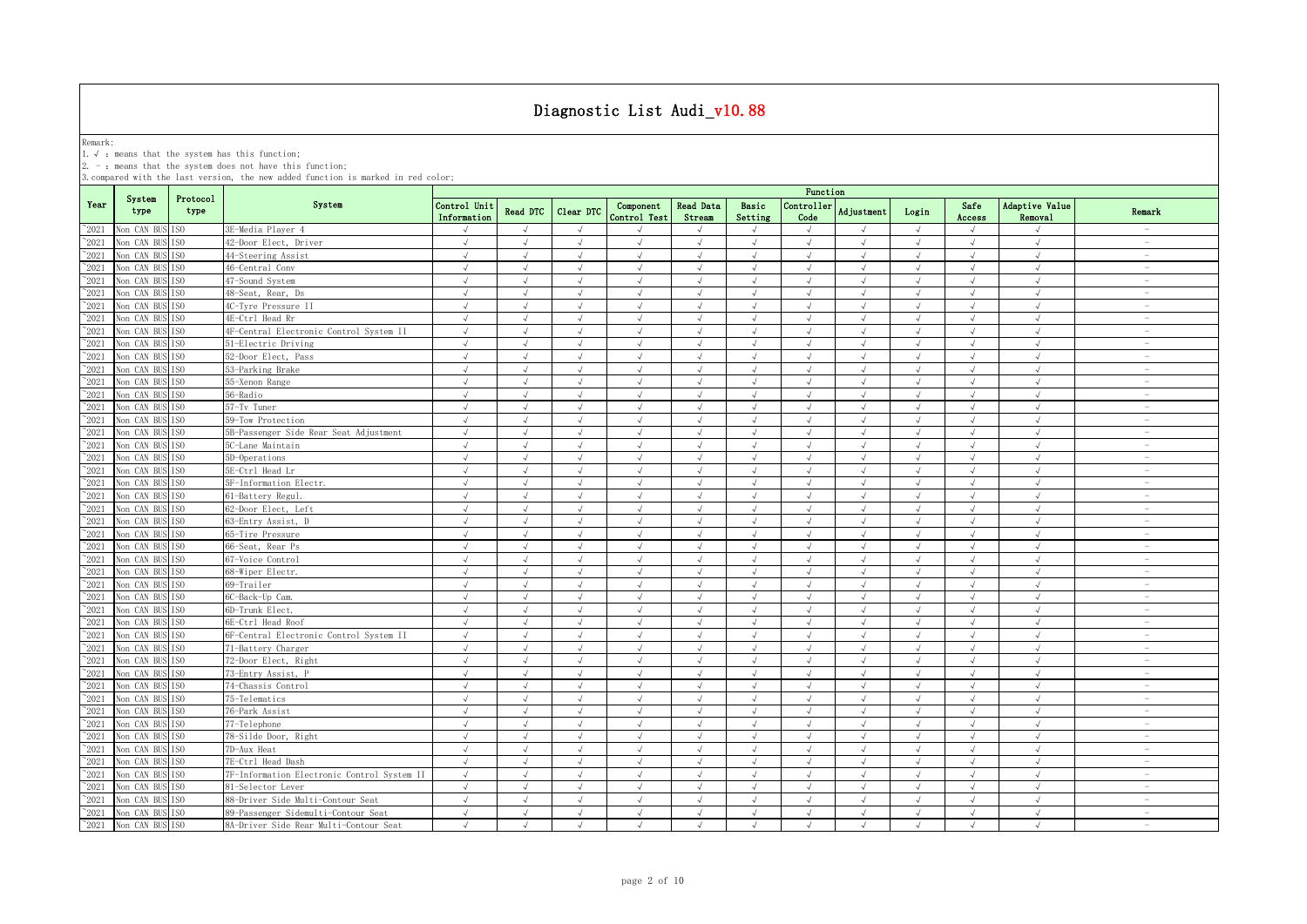# Diagnostic List Audi_v10.88

Remark:
1. √ : means that the system has this function;
2. - : means that the system does not have this function;
3. compared with the last version, the new added function is marked in red color;

| Year | System type | Protocol type | System | Function | | | | | | | | | | | |
|---|---|---|---|---|---|---|---|---|---|---|---|---|---|---|---|
| | | | | Control Unit Information | Read DTC | Clear DTC | Component Control Test | Read Data Stream | Basic Setting | Controller Code | Adjustment | Login | Safe Access | Adaptive Value Removal | Remark |
| ~2021 | Non CAN BUS | ISO | 3E-Media Player 4 | √ | √ | √ | √ | √ | √ | √ | √ | √ | √ | √ | - |
| ~2021 | Non CAN BUS | ISO | 42-Door Elect, Driver | √ | √ | √ | √ | √ | √ | √ | √ | √ | √ | √ | - |
| ~2021 | Non CAN BUS | ISO | 44-Steering Assist | √ | √ | √ | √ | √ | √ | √ | √ | √ | √ | √ | - |
| ~2021 | Non CAN BUS | ISO | 46-Central Conv | √ | √ | √ | √ | √ | √ | √ | √ | √ | √ | √ | - |
| ~2021 | Non CAN BUS | ISO | 47-Sound System | √ | √ | √ | √ | √ | √ | √ | √ | √ | √ | √ | - |
| ~2021 | Non CAN BUS | ISO | 48-Seat, Rear, Ds | √ | √ | √ | √ | √ | √ | √ | √ | √ | √ | √ | - |
| ~2021 | Non CAN BUS | ISO | 4C-Tyre Pressure II | √ | √ | √ | √ | √ | √ | √ | √ | √ | √ | √ | - |
| ~2021 | Non CAN BUS | ISO | 4E-Ctrl Head Rr | √ | √ | √ | √ | √ | √ | √ | √ | √ | √ | √ | - |
| ~2021 | Non CAN BUS | ISO | 4F-Central Electronic Control System II | √ | √ | √ | √ | √ | √ | √ | √ | √ | √ | √ | - |
| ~2021 | Non CAN BUS | ISO | 51-Electric Driving | √ | √ | √ | √ | √ | √ | √ | √ | √ | √ | √ | - |
| ~2021 | Non CAN BUS | ISO | 52-Door Elect, Pass | √ | √ | √ | √ | √ | √ | √ | √ | √ | √ | √ | - |
| ~2021 | Non CAN BUS | ISO | 53-Parking Brake | √ | √ | √ | √ | √ | √ | √ | √ | √ | √ | √ | - |
| ~2021 | Non CAN BUS | ISO | 55-Xenon Range | √ | √ | √ | √ | √ | √ | √ | √ | √ | √ | √ | - |
| ~2021 | Non CAN BUS | ISO | 56-Radio | √ | √ | √ | √ | √ | √ | √ | √ | √ | √ | √ | - |
| ~2021 | Non CAN BUS | ISO | 57-Tv Tuner | √ | √ | √ | √ | √ | √ | √ | √ | √ | √ | √ | - |
| ~2021 | Non CAN BUS | ISO | 59-Tow Protection | √ | √ | √ | √ | √ | √ | √ | √ | √ | √ | √ | - |
| ~2021 | Non CAN BUS | ISO | 5B-Passenger Side Rear Seat Adjustment | √ | √ | √ | √ | √ | √ | √ | √ | √ | √ | √ | - |
| ~2021 | Non CAN BUS | ISO | 5C-Lane Maintain | √ | √ | √ | √ | √ | √ | √ | √ | √ | √ | √ | - |
| ~2021 | Non CAN BUS | ISO | 5D-Operations | √ | √ | √ | √ | √ | √ | √ | √ | √ | √ | √ | - |
| ~2021 | Non CAN BUS | ISO | 5E-Ctrl Head Lr | √ | √ | √ | √ | √ | √ | √ | √ | √ | √ | √ | - |
| ~2021 | Non CAN BUS | ISO | 5F-Information Electr. | √ | √ | √ | √ | √ | √ | √ | √ | √ | √ | √ | - |
| ~2021 | Non CAN BUS | ISO | 61-Battery Regul. | √ | √ | √ | √ | √ | √ | √ | √ | √ | √ | √ | - |
| ~2021 | Non CAN BUS | ISO | 62-Door Elect, Left | √ | √ | √ | √ | √ | √ | √ | √ | √ | √ | √ | - |
| ~2021 | Non CAN BUS | ISO | 63-Entry Assist, D | √ | √ | √ | √ | √ | √ | √ | √ | √ | √ | √ | - |
| ~2021 | Non CAN BUS | ISO | 65-Tire Pressure | √ | √ | √ | √ | √ | √ | √ | √ | √ | √ | √ | - |
| ~2021 | Non CAN BUS | ISO | 66-Seat, Rear Ps | √ | √ | √ | √ | √ | √ | √ | √ | √ | √ | √ | - |
| ~2021 | Non CAN BUS | ISO | 67-Voice Control | √ | √ | √ | √ | √ | √ | √ | √ | √ | √ | √ | - |
| ~2021 | Non CAN BUS | ISO | 68-Wiper Electr. | √ | √ | √ | √ | √ | √ | √ | √ | √ | √ | √ | - |
| ~2021 | Non CAN BUS | ISO | 69-Trailer | √ | √ | √ | √ | √ | √ | √ | √ | √ | √ | √ | - |
| ~2021 | Non CAN BUS | ISO | 6C-Back-Up Cam. | √ | √ | √ | √ | √ | √ | √ | √ | √ | √ | √ | - |
| ~2021 | Non CAN BUS | ISO | 6D-Trunk Elect. | √ | √ | √ | √ | √ | √ | √ | √ | √ | √ | √ | - |
| ~2021 | Non CAN BUS | ISO | 6E-Ctrl Head Roof | √ | √ | √ | √ | √ | √ | √ | √ | √ | √ | √ | - |
| ~2021 | Non CAN BUS | ISO | 6F-Central Electronic Control System II | √ | √ | √ | √ | √ | √ | √ | √ | √ | √ | √ | - |
| ~2021 | Non CAN BUS | ISO | 71-Battery Charger | √ | √ | √ | √ | √ | √ | √ | √ | √ | √ | √ | - |
| ~2021 | Non CAN BUS | ISO | 72-Door Elect, Right | √ | √ | √ | √ | √ | √ | √ | √ | √ | √ | √ | - |
| ~2021 | Non CAN BUS | ISO | 73-Entry Assist, P | √ | √ | √ | √ | √ | √ | √ | √ | √ | √ | √ | - |
| ~2021 | Non CAN BUS | ISO | 74-Chassis Control | √ | √ | √ | √ | √ | √ | √ | √ | √ | √ | √ | - |
| ~2021 | Non CAN BUS | ISO | 75-Telematics | √ | √ | √ | √ | √ | √ | √ | √ | √ | √ | √ | - |
| ~2021 | Non CAN BUS | ISO | 76-Park Assist | √ | √ | √ | √ | √ | √ | √ | √ | √ | √ | √ | - |
| ~2021 | Non CAN BUS | ISO | 77-Telephone | √ | √ | √ | √ | √ | √ | √ | √ | √ | √ | √ | - |
| ~2021 | Non CAN BUS | ISO | 78-Silde Door, Right | √ | √ | √ | √ | √ | √ | √ | √ | √ | √ | √ | - |
| ~2021 | Non CAN BUS | ISO | 7D-Aux Heat | √ | √ | √ | √ | √ | √ | √ | √ | √ | √ | √ | - |
| ~2021 | Non CAN BUS | ISO | 7E-Ctrl Head Dash | √ | √ | √ | √ | √ | √ | √ | √ | √ | √ | √ | - |
| ~2021 | Non CAN BUS | ISO | 7F-Information Electronic Control System II | √ | √ | √ | √ | √ | √ | √ | √ | √ | √ | √ | - |
| ~2021 | Non CAN BUS | ISO | 81-Selector Lever | √ | √ | √ | √ | √ | √ | √ | √ | √ | √ | √ | - |
| ~2021 | Non CAN BUS | ISO | 88-Driver Side Multi-Contour Seat | √ | √ | √ | √ | √ | √ | √ | √ | √ | √ | √ | - |
| ~2021 | Non CAN BUS | ISO | 89-Passenger Sidemulti-Contour Seat | √ | √ | √ | √ | √ | √ | √ | √ | √ | √ | √ | - |
| ~2021 | Non CAN BUS | ISO | 8A-Driver Side Rear Multi-Contour Seat | √ | √ | √ | √ | √ | √ | √ | √ | √ | √ | √ | - |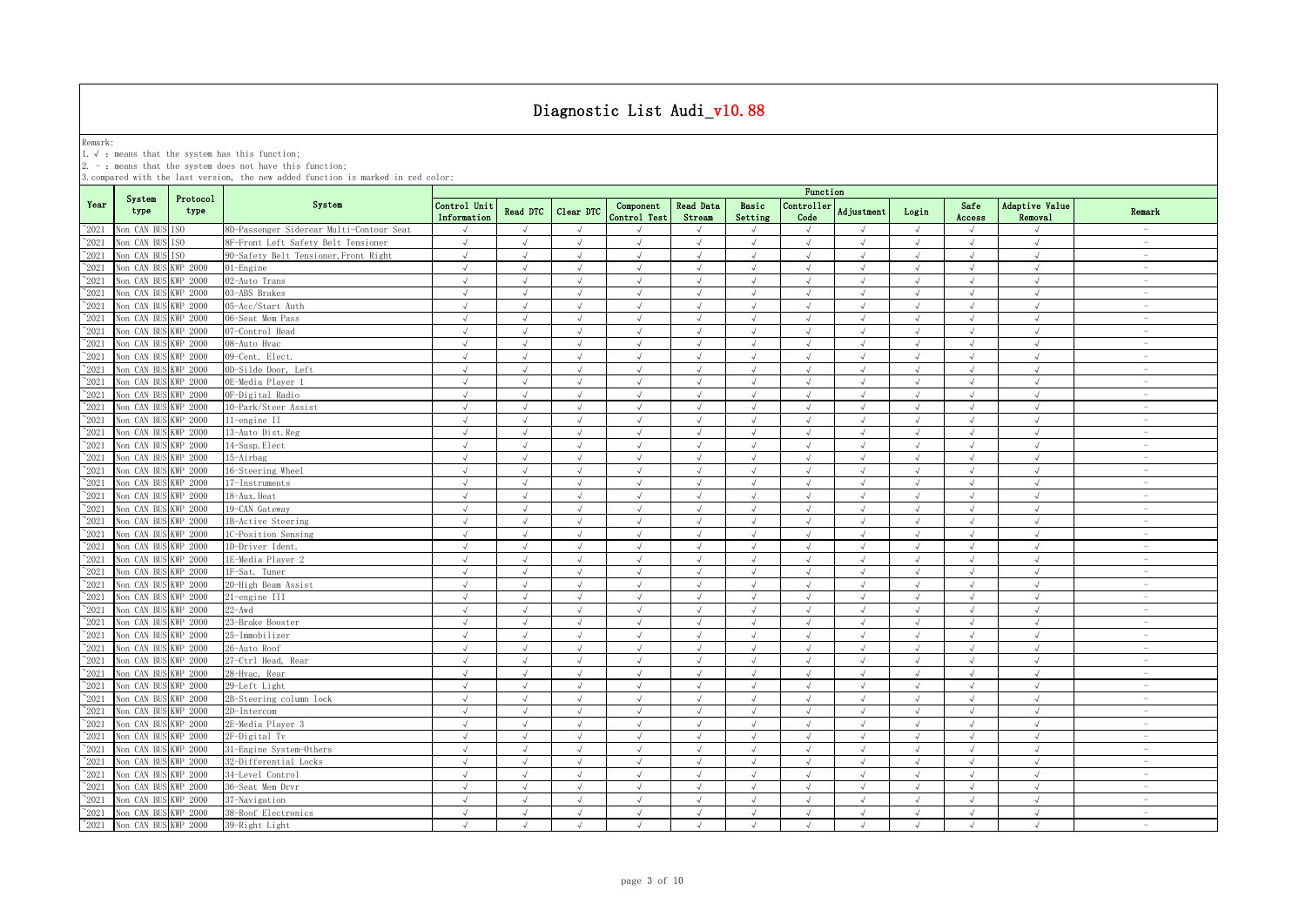# Diagnostic List Audi_v10.88

Remark:
1. √ : means that the system has this function;
2. - : means that the system does not have this function;
3. compared with the last version, the new added function is marked in red color;

| Year | System type | Protocol type | System | Function | | | | | | | | | | | |
|---|---|---|---|---|---|---|---|---|---|---|---|---|---|---|---|
| | | | | Control Unit Information | Read DTC | Clear DTC | Component Control Test | Read Data Stream | Basic Setting | Controller Code | Adjustment | Login | Safe Access | Adaptive Value Removal | Remark |
| ~2021 | Non CAN BUS | ISO | 8D-Passenger Siderear Multi-Contour Seat | √ | √ | √ | √ | √ | √ | √ | √ | √ | √ | √ | - |
| ~2021 | Non CAN BUS | ISO | 8F-Front Left Safety Belt Tensioner | √ | √ | √ | √ | √ | √ | √ | √ | √ | √ | √ | - |
| ~2021 | Non CAN BUS | ISO | 90-Safety Belt Tensioner,Front Right | √ | √ | √ | √ | √ | √ | √ | √ | √ | √ | √ | - |
| ~2021 | Non CAN BUS | KWP 2000 | 01-Engine | √ | √ | √ | √ | √ | √ | √ | √ | √ | √ | √ | - |
| ~2021 | Non CAN BUS | KWP 2000 | 02-Auto Trans | √ | √ | √ | √ | √ | √ | √ | √ | √ | √ | √ | - |
| ~2021 | Non CAN BUS | KWP 2000 | 03-ABS Brakes | √ | √ | √ | √ | √ | √ | √ | √ | √ | √ | √ | - |
| ~2021 | Non CAN BUS | KWP 2000 | 05-Acc/Start Auth | √ | √ | √ | √ | √ | √ | √ | √ | √ | √ | √ | - |
| ~2021 | Non CAN BUS | KWP 2000 | 06-Seat Mem Pass | √ | √ | √ | √ | √ | √ | √ | √ | √ | √ | √ | - |
| ~2021 | Non CAN BUS | KWP 2000 | 07-Control Head | √ | √ | √ | √ | √ | √ | √ | √ | √ | √ | √ | - |
| ~2021 | Non CAN BUS | KWP 2000 | 08-Auto Hvac | √ | √ | √ | √ | √ | √ | √ | √ | √ | √ | √ | - |
| ~2021 | Non CAN BUS | KWP 2000 | 09-Cent. Elect. | √ | √ | √ | √ | √ | √ | √ | √ | √ | √ | √ | - |
| ~2021 | Non CAN BUS | KWP 2000 | 0D-Silde Door, Left | √ | √ | √ | √ | √ | √ | √ | √ | √ | √ | √ | - |
| ~2021 | Non CAN BUS | KWP 2000 | 0E-Media Player 1 | √ | √ | √ | √ | √ | √ | √ | √ | √ | √ | √ | - |
| ~2021 | Non CAN BUS | KWP 2000 | 0F-Digital Radio | √ | √ | √ | √ | √ | √ | √ | √ | √ | √ | √ | - |
| ~2021 | Non CAN BUS | KWP 2000 | 10-Park/Steer Assist | √ | √ | √ | √ | √ | √ | √ | √ | √ | √ | √ | - |
| ~2021 | Non CAN BUS | KWP 2000 | 11-engine II | √ | √ | √ | √ | √ | √ | √ | √ | √ | √ | √ | - |
| ~2021 | Non CAN BUS | KWP 2000 | 13-Auto Dist.Reg | √ | √ | √ | √ | √ | √ | √ | √ | √ | √ | √ | - |
| ~2021 | Non CAN BUS | KWP 2000 | 14-Susp.Elect | √ | √ | √ | √ | √ | √ | √ | √ | √ | √ | √ | - |
| ~2021 | Non CAN BUS | KWP 2000 | 15-Airbag | √ | √ | √ | √ | √ | √ | √ | √ | √ | √ | √ | - |
| ~2021 | Non CAN BUS | KWP 2000 | 16-Steering Wheel | √ | √ | √ | √ | √ | √ | √ | √ | √ | √ | √ | - |
| ~2021 | Non CAN BUS | KWP 2000 | 17-Instruments | √ | √ | √ | √ | √ | √ | √ | √ | √ | √ | √ | - |
| ~2021 | Non CAN BUS | KWP 2000 | 18-Aux.Heat | √ | √ | √ | √ | √ | √ | √ | √ | √ | √ | √ | - |
| ~2021 | Non CAN BUS | KWP 2000 | 19-CAN Gateway | √ | √ | √ | √ | √ | √ | √ | √ | √ | √ | √ | - |
| ~2021 | Non CAN BUS | KWP 2000 | 1B-Active Steering | √ | √ | √ | √ | √ | √ | √ | √ | √ | √ | √ | - |
| ~2021 | Non CAN BUS | KWP 2000 | 1C-Position Sensing | √ | √ | √ | √ | √ | √ | √ | √ | √ | √ | √ | - |
| ~2021 | Non CAN BUS | KWP 2000 | 1D-Driver Ident. | √ | √ | √ | √ | √ | √ | √ | √ | √ | √ | √ | - |
| ~2021 | Non CAN BUS | KWP 2000 | 1E-Media Player 2 | √ | √ | √ | √ | √ | √ | √ | √ | √ | √ | √ | - |
| ~2021 | Non CAN BUS | KWP 2000 | 1F-Sat. Tuner | √ | √ | √ | √ | √ | √ | √ | √ | √ | √ | √ | - |
| ~2021 | Non CAN BUS | KWP 2000 | 20-High Beam Assist | √ | √ | √ | √ | √ | √ | √ | √ | √ | √ | √ | - |
| ~2021 | Non CAN BUS | KWP 2000 | 21-engine III | √ | √ | √ | √ | √ | √ | √ | √ | √ | √ | √ | - |
| ~2021 | Non CAN BUS | KWP 2000 | 22-Awd | √ | √ | √ | √ | √ | √ | √ | √ | √ | √ | √ | - |
| ~2021 | Non CAN BUS | KWP 2000 | 23-Brake Booster | √ | √ | √ | √ | √ | √ | √ | √ | √ | √ | √ | - |
| ~2021 | Non CAN BUS | KWP 2000 | 25-Immobilizer | √ | √ | √ | √ | √ | √ | √ | √ | √ | √ | √ | - |
| ~2021 | Non CAN BUS | KWP 2000 | 26-Auto Roof | √ | √ | √ | √ | √ | √ | √ | √ | √ | √ | √ | - |
| ~2021 | Non CAN BUS | KWP 2000 | 27-Ctrl Head, Rear | √ | √ | √ | √ | √ | √ | √ | √ | √ | √ | √ | - |
| ~2021 | Non CAN BUS | KWP 2000 | 28-Hvac, Rear | √ | √ | √ | √ | √ | √ | √ | √ | √ | √ | √ | - |
| ~2021 | Non CAN BUS | KWP 2000 | 29-Left Light | √ | √ | √ | √ | √ | √ | √ | √ | √ | √ | √ | - |
| ~2021 | Non CAN BUS | KWP 2000 | 2B-Steering column lock | √ | √ | √ | √ | √ | √ | √ | √ | √ | √ | √ | - |
| ~2021 | Non CAN BUS | KWP 2000 | 2D-Intercom | √ | √ | √ | √ | √ | √ | √ | √ | √ | √ | √ | - |
| ~2021 | Non CAN BUS | KWP 2000 | 2E-Media Player 3 | √ | √ | √ | √ | √ | √ | √ | √ | √ | √ | √ | - |
| ~2021 | Non CAN BUS | KWP 2000 | 2F-Digital Tv | √ | √ | √ | √ | √ | √ | √ | √ | √ | √ | √ | - |
| ~2021 | Non CAN BUS | KWP 2000 | 31-Engine System-Others | √ | √ | √ | √ | √ | √ | √ | √ | √ | √ | √ | - |
| ~2021 | Non CAN BUS | KWP 2000 | 32-Differential Locks | √ | √ | √ | √ | √ | √ | √ | √ | √ | √ | √ | - |
| ~2021 | Non CAN BUS | KWP 2000 | 34-Level Control | √ | √ | √ | √ | √ | √ | √ | √ | √ | √ | √ | - |
| ~2021 | Non CAN BUS | KWP 2000 | 36-Seat Mem Drvr | √ | √ | √ | √ | √ | √ | √ | √ | √ | √ | √ | - |
| ~2021 | Non CAN BUS | KWP 2000 | 37-Navigation | √ | √ | √ | √ | √ | √ | √ | √ | √ | √ | √ | - |
| ~2021 | Non CAN BUS | KWP 2000 | 38-Roof Electronics | √ | √ | √ | √ | √ | √ | √ | √ | √ | √ | √ | - |
| ~2021 | Non CAN BUS | KWP 2000 | 39-Right Light | √ | √ | √ | √ | √ | √ | √ | √ | √ | √ | √ | - |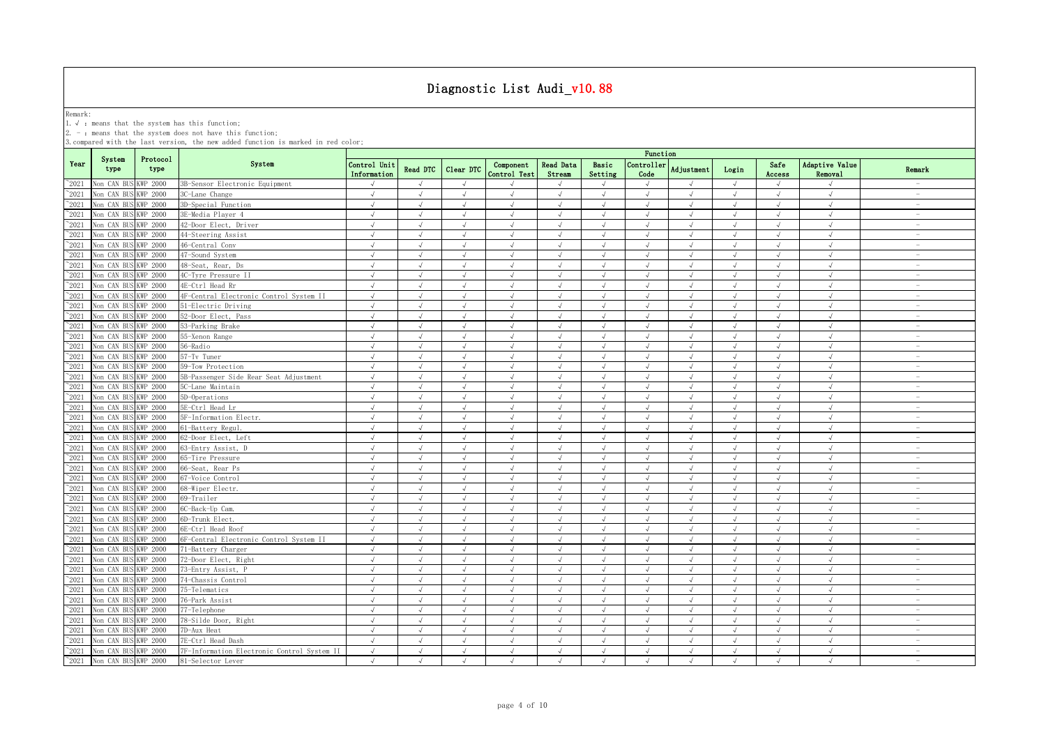# Diagnostic List Audi_v10.88

Remark:
1. √ : means that the system has this function;
2. - : means that the system does not have this function;
3. compared with the last version, the new added function is marked in red color;

| Year | System type | Protocol type | System | Function | | | | | | | | | | | |
|---|---|---|---|---|---|---|---|---|---|---|---|---|---|---|---|
| | | | | Control Unit Information | Read DTC | Clear DTC | Component Control Test | Read Data Stream | Basic Setting | Controller Code | Adjustment | Login | Safe Access | Adaptive Value Removal | Remark |
| ~2021 | Non CAN BUS | KWP 2000 | 3B-Sensor Electronic Equipment | √ | √ | √ | √ | √ | √ | √ | √ | √ | √ | √ | - |
| ~2021 | Non CAN BUS | KWP 2000 | 3C-Lane Change | √ | √ | √ | √ | √ | √ | √ | √ | √ | √ | √ | - |
| ~2021 | Non CAN BUS | KWP 2000 | 3D-Special Function | √ | √ | √ | √ | √ | √ | √ | √ | √ | √ | √ | - |
| ~2021 | Non CAN BUS | KWP 2000 | 3E-Media Player 4 | √ | √ | √ | √ | √ | √ | √ | √ | √ | √ | √ | - |
| ~2021 | Non CAN BUS | KWP 2000 | 42-Door Elect, Driver | √ | √ | √ | √ | √ | √ | √ | √ | √ | √ | √ | - |
| ~2021 | Non CAN BUS | KWP 2000 | 44-Steering Assist | √ | √ | √ | √ | √ | √ | √ | √ | √ | √ | √ | - |
| ~2021 | Non CAN BUS | KWP 2000 | 46-Central Conv | √ | √ | √ | √ | √ | √ | √ | √ | √ | √ | √ | - |
| ~2021 | Non CAN BUS | KWP 2000 | 47-Sound System | √ | √ | √ | √ | √ | √ | √ | √ | √ | √ | √ | - |
| ~2021 | Non CAN BUS | KWP 2000 | 48-Seat, Rear, Ds | √ | √ | √ | √ | √ | √ | √ | √ | √ | √ | √ | - |
| ~2021 | Non CAN BUS | KWP 2000 | 4C-Tyre Pressure II | √ | √ | √ | √ | √ | √ | √ | √ | √ | √ | √ | - |
| ~2021 | Non CAN BUS | KWP 2000 | 4E-Ctrl Head Rr | √ | √ | √ | √ | √ | √ | √ | √ | √ | √ | √ | - |
| ~2021 | Non CAN BUS | KWP 2000 | 4F-Central Electronic Control System II | √ | √ | √ | √ | √ | √ | √ | √ | √ | √ | √ | - |
| ~2021 | Non CAN BUS | KWP 2000 | 51-Electric Driving | √ | √ | √ | √ | √ | √ | √ | √ | √ | √ | √ | - |
| ~2021 | Non CAN BUS | KWP 2000 | 52-Door Elect, Pass | √ | √ | √ | √ | √ | √ | √ | √ | √ | √ | √ | - |
| ~2021 | Non CAN BUS | KWP 2000 | 53-Parking Brake | √ | √ | √ | √ | √ | √ | √ | √ | √ | √ | √ | - |
| ~2021 | Non CAN BUS | KWP 2000 | 55-Xenon Range | √ | √ | √ | √ | √ | √ | √ | √ | √ | √ | √ | - |
| ~2021 | Non CAN BUS | KWP 2000 | 56-Radio | √ | √ | √ | √ | √ | √ | √ | √ | √ | √ | √ | - |
| ~2021 | Non CAN BUS | KWP 2000 | 57-Tv Tuner | √ | √ | √ | √ | √ | √ | √ | √ | √ | √ | √ | - |
| ~2021 | Non CAN BUS | KWP 2000 | 59-Tow Protection | √ | √ | √ | √ | √ | √ | √ | √ | √ | √ | √ | - |
| ~2021 | Non CAN BUS | KWP 2000 | 5B-Passenger Side Rear Seat Adjustment | √ | √ | √ | √ | √ | √ | √ | √ | √ | √ | √ | - |
| ~2021 | Non CAN BUS | KWP 2000 | 5C-Lane Maintain | √ | √ | √ | √ | √ | √ | √ | √ | √ | √ | √ | - |
| ~2021 | Non CAN BUS | KWP 2000 | 5D-Operations | √ | √ | √ | √ | √ | √ | √ | √ | √ | √ | √ | - |
| ~2021 | Non CAN BUS | KWP 2000 | 5E-Ctrl Head Lr | √ | √ | √ | √ | √ | √ | √ | √ | √ | √ | √ | - |
| ~2021 | Non CAN BUS | KWP 2000 | 5F-Information Electr. | √ | √ | √ | √ | √ | √ | √ | √ | √ | √ | √ | - |
| ~2021 | Non CAN BUS | KWP 2000 | 61-Battery Regul. | √ | √ | √ | √ | √ | √ | √ | √ | √ | √ | √ | - |
| ~2021 | Non CAN BUS | KWP 2000 | 62-Door Elect, Left | √ | √ | √ | √ | √ | √ | √ | √ | √ | √ | √ | - |
| ~2021 | Non CAN BUS | KWP 2000 | 63-Entry Assist, D | √ | √ | √ | √ | √ | √ | √ | √ | √ | √ | √ | - |
| ~2021 | Non CAN BUS | KWP 2000 | 65-Tire Pressure | √ | √ | √ | √ | √ | √ | √ | √ | √ | √ | √ | - |
| ~2021 | Non CAN BUS | KWP 2000 | 66-Seat, Rear Ps | √ | √ | √ | √ | √ | √ | √ | √ | √ | √ | √ | - |
| ~2021 | Non CAN BUS | KWP 2000 | 67-Voice Control | √ | √ | √ | √ | √ | √ | √ | √ | √ | √ | √ | - |
| ~2021 | Non CAN BUS | KWP 2000 | 68-Wiper Electr. | √ | √ | √ | √ | √ | √ | √ | √ | √ | √ | √ | - |
| ~2021 | Non CAN BUS | KWP 2000 | 69-Trailer | √ | √ | √ | √ | √ | √ | √ | √ | √ | √ | √ | - |
| ~2021 | Non CAN BUS | KWP 2000 | 6C-Back-Up Cam. | √ | √ | √ | √ | √ | √ | √ | √ | √ | √ | √ | - |
| ~2021 | Non CAN BUS | KWP 2000 | 6D-Trunk Elect. | √ | √ | √ | √ | √ | √ | √ | √ | √ | √ | √ | - |
| ~2021 | Non CAN BUS | KWP 2000 | 6E-Ctrl Head Roof | √ | √ | √ | √ | √ | √ | √ | √ | √ | √ | √ | - |
| ~2021 | Non CAN BUS | KWP 2000 | 6F-Central Electronic Control System II | √ | √ | √ | √ | √ | √ | √ | √ | √ | √ | √ | - |
| ~2021 | Non CAN BUS | KWP 2000 | 71-Battery Charger | √ | √ | √ | √ | √ | √ | √ | √ | √ | √ | √ | - |
| ~2021 | Non CAN BUS | KWP 2000 | 72-Door Elect, Right | √ | √ | √ | √ | √ | √ | √ | √ | √ | √ | √ | - |
| ~2021 | Non CAN BUS | KWP 2000 | 73-Entry Assist, P | √ | √ | √ | √ | √ | √ | √ | √ | √ | √ | √ | - |
| ~2021 | Non CAN BUS | KWP 2000 | 74-Chassis Control | √ | √ | √ | √ | √ | √ | √ | √ | √ | √ | √ | - |
| ~2021 | Non CAN BUS | KWP 2000 | 75-Telematics | √ | √ | √ | √ | √ | √ | √ | √ | √ | √ | √ | - |
| ~2021 | Non CAN BUS | KWP 2000 | 76-Park Assist | √ | √ | √ | √ | √ | √ | √ | √ | √ | √ | √ | - |
| ~2021 | Non CAN BUS | KWP 2000 | 77-Telephone | √ | √ | √ | √ | √ | √ | √ | √ | √ | √ | √ | - |
| ~2021 | Non CAN BUS | KWP 2000 | 78-Silde Door, Right | √ | √ | √ | √ | √ | √ | √ | √ | √ | √ | √ | - |
| ~2021 | Non CAN BUS | KWP 2000 | 7D-Aux Heat | √ | √ | √ | √ | √ | √ | √ | √ | √ | √ | √ | - |
| ~2021 | Non CAN BUS | KWP 2000 | 7E-Ctrl Head Dash | √ | √ | √ | √ | √ | √ | √ | √ | √ | √ | √ | - |
| ~2021 | Non CAN BUS | KWP 2000 | 7F-Information Electronic Control System II | √ | √ | √ | √ | √ | √ | √ | √ | √ | √ | √ | - |
| ~2021 | Non CAN BUS | KWP 2000 | 81-Selector Lever | √ | √ | √ | √ | √ | √ | √ | √ | √ | √ | √ | - |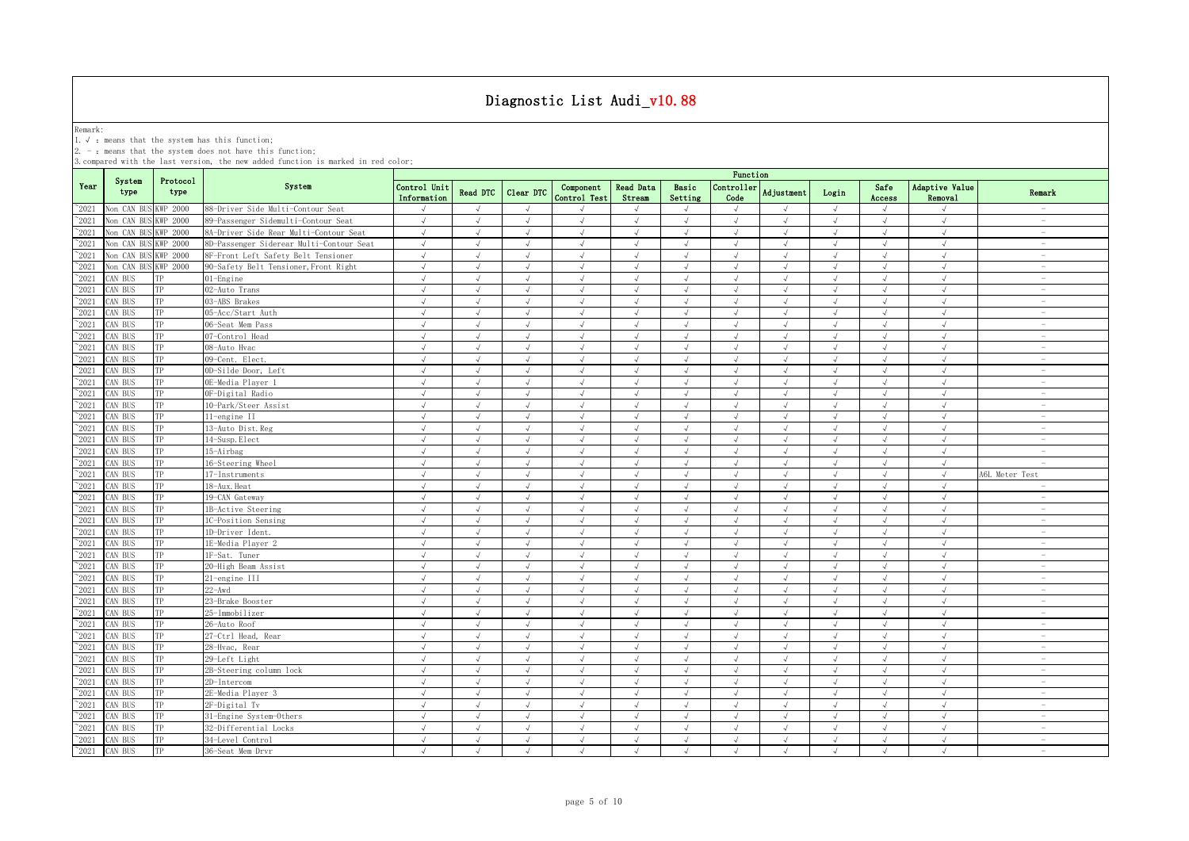# Diagnostic List Audi_v10.88

Remark:
1. √ : means that the system has this function;
2. - : means that the system does not have this function;
3. compared with the last version, the new added function is marked in red color;

| Year | System type | Protocol type | System | Function | | | | | | | | | | | |
|---|---|---|---|---|---|---|---|---|---|---|---|---|---|---|---|
| | | | | Control Unit Information | Read DTC | Clear DTC | Component Control Test | Read Data Stream | Basic Setting | Controller Code | Adjustment | Login | Safe Access | Adaptive Value Removal | Remark |
| ~2021 | Non CAN BUS | KWP 2000 | 88-Driver Side Multi-Contour Seat | √ | √ | √ | √ | √ | √ | √ | √ | √ | √ | √ | - |
| ~2021 | Non CAN BUS | KWP 2000 | 89-Passenger Sidemulti-Contour Seat | √ | √ | √ | √ | √ | √ | √ | √ | √ | √ | √ | - |
| ~2021 | Non CAN BUS | KWP 2000 | 8A-Driver Side Rear Multi-Contour Seat | √ | √ | √ | √ | √ | √ | √ | √ | √ | √ | √ | - |
| ~2021 | Non CAN BUS | KWP 2000 | 8D-Passenger Siderear Multi-Contour Seat | √ | √ | √ | √ | √ | √ | √ | √ | √ | √ | √ | - |
| ~2021 | Non CAN BUS | KWP 2000 | 8F-Front Left Safety Belt Tensioner | √ | √ | √ | √ | √ | √ | √ | √ | √ | √ | √ | - |
| ~2021 | Non CAN BUS | KWP 2000 | 90-Safety Belt Tensioner,Front Right | √ | √ | √ | √ | √ | √ | √ | √ | √ | √ | √ | - |
| ~2021 | CAN BUS | TP | 01-Engine | √ | √ | √ | √ | √ | √ | √ | √ | √ | √ | √ | - |
| ~2021 | CAN BUS | TP | 02-Auto Trans | √ | √ | √ | √ | √ | √ | √ | √ | √ | √ | √ | - |
| ~2021 | CAN BUS | TP | 03-ABS Brakes | √ | √ | √ | √ | √ | √ | √ | √ | √ | √ | √ | - |
| ~2021 | CAN BUS | TP | 05-Acc/Start Auth | √ | √ | √ | √ | √ | √ | √ | √ | √ | √ | √ | - |
| ~2021 | CAN BUS | TP | 06-Seat Mem Pass | √ | √ | √ | √ | √ | √ | √ | √ | √ | √ | √ | - |
| ~2021 | CAN BUS | TP | 07-Control Head | √ | √ | √ | √ | √ | √ | √ | √ | √ | √ | √ | - |
| ~2021 | CAN BUS | TP | 08-Auto Hvac | √ | √ | √ | √ | √ | √ | √ | √ | √ | √ | √ | - |
| ~2021 | CAN BUS | TP | 09-Cent. Elect. | √ | √ | √ | √ | √ | √ | √ | √ | √ | √ | √ | - |
| ~2021 | CAN BUS | TP | 0D-Silde Door, Left | √ | √ | √ | √ | √ | √ | √ | √ | √ | √ | √ | - |
| ~2021 | CAN BUS | TP | 0E-Media Player 1 | √ | √ | √ | √ | √ | √ | √ | √ | √ | √ | √ | - |
| ~2021 | CAN BUS | TP | 0F-Digital Radio | √ | √ | √ | √ | √ | √ | √ | √ | √ | √ | √ | - |
| ~2021 | CAN BUS | TP | 10-Park/Steer Assist | √ | √ | √ | √ | √ | √ | √ | √ | √ | √ | √ | - |
| ~2021 | CAN BUS | TP | 11-engine II | √ | √ | √ | √ | √ | √ | √ | √ | √ | √ | √ | - |
| ~2021 | CAN BUS | TP | 13-Auto Dist.Reg | √ | √ | √ | √ | √ | √ | √ | √ | √ | √ | √ | - |
| ~2021 | CAN BUS | TP | 14-Susp.Elect | √ | √ | √ | √ | √ | √ | √ | √ | √ | √ | √ | - |
| ~2021 | CAN BUS | TP | 15-Airbag | √ | √ | √ | √ | √ | √ | √ | √ | √ | √ | √ | - |
| ~2021 | CAN BUS | TP | 16-Steering Wheel | √ | √ | √ | √ | √ | √ | √ | √ | √ | √ | √ | - |
| ~2021 | CAN BUS | TP | 17-Instruments | √ | √ | √ | √ | √ | √ | √ | √ | √ | √ | √ | A6L Meter Test |
| ~2021 | CAN BUS | TP | 18-Aux.Heat | √ | √ | √ | √ | √ | √ | √ | √ | √ | √ | √ | - |
| ~2021 | CAN BUS | TP | 19-CAN Gateway | √ | √ | √ | √ | √ | √ | √ | √ | √ | √ | √ | - |
| ~2021 | CAN BUS | TP | 1B-Active Steering | √ | √ | √ | √ | √ | √ | √ | √ | √ | √ | √ | - |
| ~2021 | CAN BUS | TP | 1C-Position Sensing | √ | √ | √ | √ | √ | √ | √ | √ | √ | √ | √ | - |
| ~2021 | CAN BUS | TP | 1D-Driver Ident. | √ | √ | √ | √ | √ | √ | √ | √ | √ | √ | √ | - |
| ~2021 | CAN BUS | TP | 1E-Media Player 2 | √ | √ | √ | √ | √ | √ | √ | √ | √ | √ | √ | - |
| ~2021 | CAN BUS | TP | 1F-Sat. Tuner | √ | √ | √ | √ | √ | √ | √ | √ | √ | √ | √ | - |
| ~2021 | CAN BUS | TP | 20-High Beam Assist | √ | √ | √ | √ | √ | √ | √ | √ | √ | √ | √ | - |
| ~2021 | CAN BUS | TP | 21-engine III | √ | √ | √ | √ | √ | √ | √ | √ | √ | √ | √ | - |
| ~2021 | CAN BUS | TP | 22-Awd | √ | √ | √ | √ | √ | √ | √ | √ | √ | √ | √ | - |
| ~2021 | CAN BUS | TP | 23-Brake Booster | √ | √ | √ | √ | √ | √ | √ | √ | √ | √ | √ | - |
| ~2021 | CAN BUS | TP | 25-Immobilizer | √ | √ | √ | √ | √ | √ | √ | √ | √ | √ | √ | - |
| ~2021 | CAN BUS | TP | 26-Auto Roof | √ | √ | √ | √ | √ | √ | √ | √ | √ | √ | √ | - |
| ~2021 | CAN BUS | TP | 27-Ctrl Head, Rear | √ | √ | √ | √ | √ | √ | √ | √ | √ | √ | √ | - |
| ~2021 | CAN BUS | TP | 28-Hvac, Rear | √ | √ | √ | √ | √ | √ | √ | √ | √ | √ | √ | - |
| ~2021 | CAN BUS | TP | 29-Left Light | √ | √ | √ | √ | √ | √ | √ | √ | √ | √ | √ | - |
| ~2021 | CAN BUS | TP | 2B-Steering column lock | √ | √ | √ | √ | √ | √ | √ | √ | √ | √ | √ | - |
| ~2021 | CAN BUS | TP | 2D-Intercom | √ | √ | √ | √ | √ | √ | √ | √ | √ | √ | √ | - |
| ~2021 | CAN BUS | TP | 2E-Media Player 3 | √ | √ | √ | √ | √ | √ | √ | √ | √ | √ | √ | - |
| ~2021 | CAN BUS | TP | 2F-Digital Tv | √ | √ | √ | √ | √ | √ | √ | √ | √ | √ | √ | - |
| ~2021 | CAN BUS | TP | 31-Engine System-Others | √ | √ | √ | √ | √ | √ | √ | √ | √ | √ | √ | - |
| ~2021 | CAN BUS | TP | 32-Differential Locks | √ | √ | √ | √ | √ | √ | √ | √ | √ | √ | √ | - |
| ~2021 | CAN BUS | TP | 34-Level Control | √ | √ | √ | √ | √ | √ | √ | √ | √ | √ | √ | - |
| ~2021 | CAN BUS | TP | 36-Seat Mem Drvr | √ | √ | √ | √ | √ | √ | √ | √ | √ | √ | √ | - |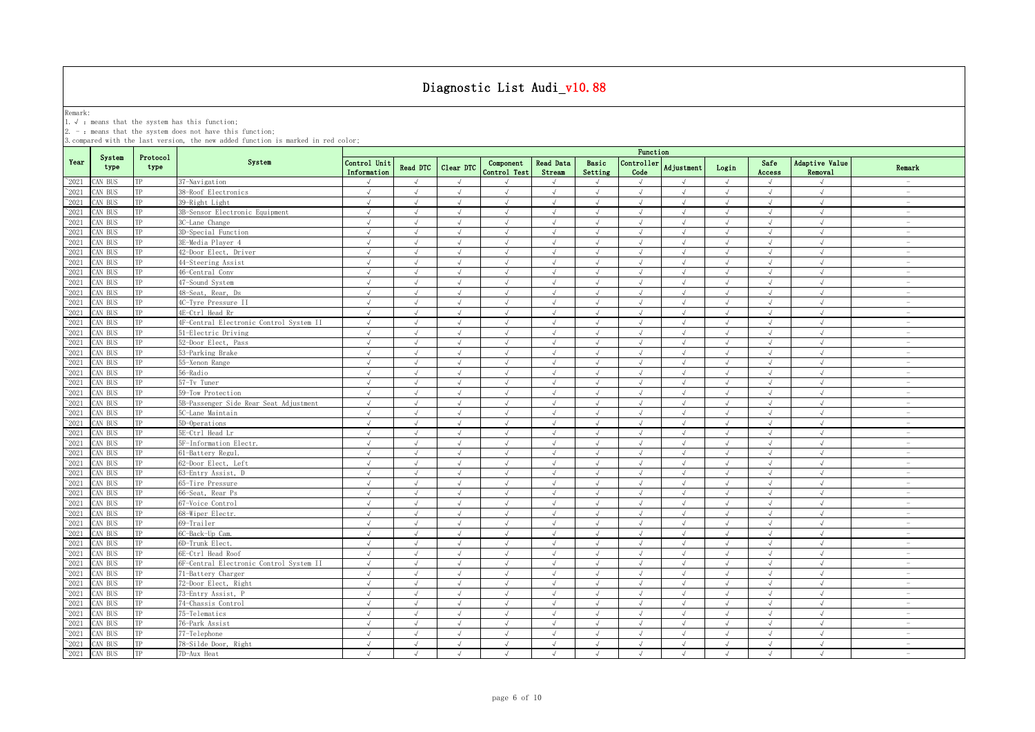# Diagnostic List Audi_v10.88

Remark:
1. √ : means that the system has this function;
2. - : means that the system does not have this function;
3. compared with the last version, the new added function is marked in red color;

| Year | System type | Protocol type | System | Function | | | | | | | | | | | |
|---|---|---|---|---|---|---|---|---|---|---|---|---|---|---|---|
| | | | | Control Unit Information | Read DTC | Clear DTC | Component Control Test | Read Data Stream | Basic Setting | Controller Code | Adjustment | Login | Safe Access | Adaptive Value Removal | Remark |
| ~2021 | CAN BUS | TP | 37-Navigation | √ | √ | √ | √ | √ | √ | √ | √ | √ | √ | √ | - |
| ~2021 | CAN BUS | TP | 38-Roof Electronics | √ | √ | √ | √ | √ | √ | √ | √ | √ | √ | √ | - |
| ~2021 | CAN BUS | TP | 39-Right Light | √ | √ | √ | √ | √ | √ | √ | √ | √ | √ | √ | - |
| ~2021 | CAN BUS | TP | 3B-Sensor Electronic Equipment | √ | √ | √ | √ | √ | √ | √ | √ | √ | √ | √ | - |
| ~2021 | CAN BUS | TP | 3C-Lane Change | √ | √ | √ | √ | √ | √ | √ | √ | √ | √ | √ | - |
| ~2021 | CAN BUS | TP | 3D-Special Function | √ | √ | √ | √ | √ | √ | √ | √ | √ | √ | √ | - |
| ~2021 | CAN BUS | TP | 3E-Media Player 4 | √ | √ | √ | √ | √ | √ | √ | √ | √ | √ | √ | - |
| ~2021 | CAN BUS | TP | 42-Door Elect, Driver | √ | √ | √ | √ | √ | √ | √ | √ | √ | √ | √ | - |
| ~2021 | CAN BUS | TP | 44-Steering Assist | √ | √ | √ | √ | √ | √ | √ | √ | √ | √ | √ | - |
| ~2021 | CAN BUS | TP | 46-Central Conv | √ | √ | √ | √ | √ | √ | √ | √ | √ | √ | √ | - |
| ~2021 | CAN BUS | TP | 47-Sound System | √ | √ | √ | √ | √ | √ | √ | √ | √ | √ | √ | - |
| ~2021 | CAN BUS | TP | 48-Seat, Rear, Ds | √ | √ | √ | √ | √ | √ | √ | √ | √ | √ | √ | - |
| ~2021 | CAN BUS | TP | 4C-Tyre Pressure II | √ | √ | √ | √ | √ | √ | √ | √ | √ | √ | √ | - |
| ~2021 | CAN BUS | TP | 4E-Ctrl Head Rr | √ | √ | √ | √ | √ | √ | √ | √ | √ | √ | √ | - |
| ~2021 | CAN BUS | TP | 4F-Central Electronic Control System II | √ | √ | √ | √ | √ | √ | √ | √ | √ | √ | √ | - |
| ~2021 | CAN BUS | TP | 51-Electric Driving | √ | √ | √ | √ | √ | √ | √ | √ | √ | √ | √ | - |
| ~2021 | CAN BUS | TP | 52-Door Elect, Pass | √ | √ | √ | √ | √ | √ | √ | √ | √ | √ | √ | - |
| ~2021 | CAN BUS | TP | 53-Parking Brake | √ | √ | √ | √ | √ | √ | √ | √ | √ | √ | √ | - |
| ~2021 | CAN BUS | TP | 55-Xenon Range | √ | √ | √ | √ | √ | √ | √ | √ | √ | √ | √ | - |
| ~2021 | CAN BUS | TP | 56-Radio | √ | √ | √ | √ | √ | √ | √ | √ | √ | √ | √ | - |
| ~2021 | CAN BUS | TP | 57-Tv Tuner | √ | √ | √ | √ | √ | √ | √ | √ | √ | √ | √ | - |
| ~2021 | CAN BUS | TP | 59-Tow Protection | √ | √ | √ | √ | √ | √ | √ | √ | √ | √ | √ | - |
| ~2021 | CAN BUS | TP | 5B-Passenger Side Rear Seat Adjustment | √ | √ | √ | √ | √ | √ | √ | √ | √ | √ | √ | - |
| ~2021 | CAN BUS | TP | 5C-Lane Maintain | √ | √ | √ | √ | √ | √ | √ | √ | √ | √ | √ | - |
| ~2021 | CAN BUS | TP | 5D-Operations | √ | √ | √ | √ | √ | √ | √ | √ | √ | √ | √ | - |
| ~2021 | CAN BUS | TP | 5E-Ctrl Head Lr | √ | √ | √ | √ | √ | √ | √ | √ | √ | √ | √ | - |
| ~2021 | CAN BUS | TP | 5F-Information Electr. | √ | √ | √ | √ | √ | √ | √ | √ | √ | √ | √ | - |
| ~2021 | CAN BUS | TP | 61-Battery Regul. | √ | √ | √ | √ | √ | √ | √ | √ | √ | √ | √ | - |
| ~2021 | CAN BUS | TP | 62-Door Elect, Left | √ | √ | √ | √ | √ | √ | √ | √ | √ | √ | √ | - |
| ~2021 | CAN BUS | TP | 63-Entry Assist, D | √ | √ | √ | √ | √ | √ | √ | √ | √ | √ | √ | - |
| ~2021 | CAN BUS | TP | 65-Tire Pressure | √ | √ | √ | √ | √ | √ | √ | √ | √ | √ | √ | - |
| ~2021 | CAN BUS | TP | 66-Seat, Rear Ps | √ | √ | √ | √ | √ | √ | √ | √ | √ | √ | √ | - |
| ~2021 | CAN BUS | TP | 67-Voice Control | √ | √ | √ | √ | √ | √ | √ | √ | √ | √ | √ | - |
| ~2021 | CAN BUS | TP | 68-Wiper Electr. | √ | √ | √ | √ | √ | √ | √ | √ | √ | √ | √ | - |
| ~2021 | CAN BUS | TP | 69-Trailer | √ | √ | √ | √ | √ | √ | √ | √ | √ | √ | √ | - |
| ~2021 | CAN BUS | TP | 6C-Back-Up Cam. | √ | √ | √ | √ | √ | √ | √ | √ | √ | √ | √ | - |
| ~2021 | CAN BUS | TP | 6D-Trunk Elect. | √ | √ | √ | √ | √ | √ | √ | √ | √ | √ | √ | - |
| ~2021 | CAN BUS | TP | 6E-Ctrl Head Roof | √ | √ | √ | √ | √ | √ | √ | √ | √ | √ | √ | - |
| ~2021 | CAN BUS | TP | 6F-Central Electronic Control System II | √ | √ | √ | √ | √ | √ | √ | √ | √ | √ | √ | - |
| ~2021 | CAN BUS | TP | 71-Battery Charger | √ | √ | √ | √ | √ | √ | √ | √ | √ | √ | √ | - |
| ~2021 | CAN BUS | TP | 72-Door Elect, Right | √ | √ | √ | √ | √ | √ | √ | √ | √ | √ | √ | - |
| ~2021 | CAN BUS | TP | 73-Entry Assist, P | √ | √ | √ | √ | √ | √ | √ | √ | √ | √ | √ | - |
| ~2021 | CAN BUS | TP | 74-Chassis Control | √ | √ | √ | √ | √ | √ | √ | √ | √ | √ | √ | - |
| ~2021 | CAN BUS | TP | 75-Telematics | √ | √ | √ | √ | √ | √ | √ | √ | √ | √ | √ | - |
| ~2021 | CAN BUS | TP | 76-Park Assist | √ | √ | √ | √ | √ | √ | √ | √ | √ | √ | √ | - |
| ~2021 | CAN BUS | TP | 77-Telephone | √ | √ | √ | √ | √ | √ | √ | √ | √ | √ | √ | - |
| ~2021 | CAN BUS | TP | 78-Silde Door, Right | √ | √ | √ | √ | √ | √ | √ | √ | √ | √ | √ | - |
| ~2021 | CAN BUS | TP | 7D-Aux Heat | √ | √ | √ | √ | √ | √ | √ | √ | √ | √ | √ | - |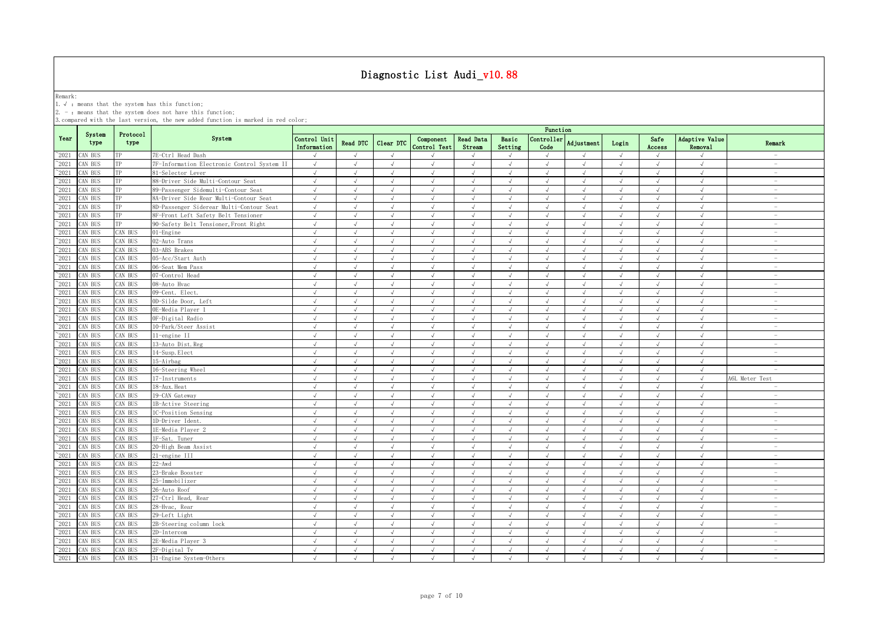# Diagnostic List Audi_v10.88

Remark:
1. √ : means that the system has this function;
2. - : means that the system does not have this function;
3. compared with the last version, the new added function is marked in red color;

| Year | System type | Protocol type | System | Function | | | | | | | | | | | |
|---|---|---|---|---|---|---|---|---|---|---|---|---|---|---|---|
| | | | | Control Unit Information | Read DTC | Clear DTC | Component Control Test | Read Data Stream | Basic Setting | Controller Code | Adjustment | Login | Safe Access | Adaptive Value Removal | Remark |
| ~2021 | CAN BUS | TP | 7E-Ctrl Head Dash | √ | √ | √ | √ | √ | √ | √ | √ | √ | √ | √ | - |
| ~2021 | CAN BUS | TP | 7F-Information Electronic Control System II | √ | √ | √ | √ | √ | √ | √ | √ | √ | √ | √ | - |
| ~2021 | CAN BUS | TP | 81-Selector Lever | √ | √ | √ | √ | √ | √ | √ | √ | √ | √ | √ | - |
| ~2021 | CAN BUS | TP | 88-Driver Side Multi-Contour Seat | √ | √ | √ | √ | √ | √ | √ | √ | √ | √ | √ | - |
| ~2021 | CAN BUS | TP | 89-Passenger Sidemulti-Contour Seat | √ | √ | √ | √ | √ | √ | √ | √ | √ | √ | √ | - |
| ~2021 | CAN BUS | TP | 8A-Driver Side Rear Multi-Contour Seat | √ | √ | √ | √ | √ | √ | √ | √ | √ | √ | √ | - |
| ~2021 | CAN BUS | TP | 8D-Passenger Siderear Multi-Contour Seat | √ | √ | √ | √ | √ | √ | √ | √ | √ | √ | √ | - |
| ~2021 | CAN BUS | TP | 8F-Front Left Safety Belt Tensioner | √ | √ | √ | √ | √ | √ | √ | √ | √ | √ | √ | - |
| ~2021 | CAN BUS | TP | 90-Safety Belt Tensioner,Front Right | √ | √ | √ | √ | √ | √ | √ | √ | √ | √ | √ | - |
| ~2021 | CAN BUS | CAN BUS | 01-Engine | √ | √ | √ | √ | √ | √ | √ | √ | √ | √ | √ | - |
| ~2021 | CAN BUS | CAN BUS | 02-Auto Trans | √ | √ | √ | √ | √ | √ | √ | √ | √ | √ | √ | - |
| ~2021 | CAN BUS | CAN BUS | 03-ABS Brakes | √ | √ | √ | √ | √ | √ | √ | √ | √ | √ | √ | - |
| ~2021 | CAN BUS | CAN BUS | 05-Acc/Start Auth | √ | √ | √ | √ | √ | √ | √ | √ | √ | √ | √ | - |
| ~2021 | CAN BUS | CAN BUS | 06-Seat Mem Pass | √ | √ | √ | √ | √ | √ | √ | √ | √ | √ | √ | - |
| ~2021 | CAN BUS | CAN BUS | 07-Control Head | √ | √ | √ | √ | √ | √ | √ | √ | √ | √ | √ | - |
| ~2021 | CAN BUS | CAN BUS | 08-Auto Hvac | √ | √ | √ | √ | √ | √ | √ | √ | √ | √ | √ | - |
| ~2021 | CAN BUS | CAN BUS | 09-Cent. Elect. | √ | √ | √ | √ | √ | √ | √ | √ | √ | √ | √ | - |
| ~2021 | CAN BUS | CAN BUS | 0D-Silde Door, Left | √ | √ | √ | √ | √ | √ | √ | √ | √ | √ | √ | - |
| ~2021 | CAN BUS | CAN BUS | 0E-Media Player 1 | √ | √ | √ | √ | √ | √ | √ | √ | √ | √ | √ | - |
| ~2021 | CAN BUS | CAN BUS | 0F-Digital Radio | √ | √ | √ | √ | √ | √ | √ | √ | √ | √ | √ | - |
| ~2021 | CAN BUS | CAN BUS | 10-Park/Steer Assist | √ | √ | √ | √ | √ | √ | √ | √ | √ | √ | √ | - |
| ~2021 | CAN BUS | CAN BUS | 11-engine II | √ | √ | √ | √ | √ | √ | √ | √ | √ | √ | √ | - |
| ~2021 | CAN BUS | CAN BUS | 13-Auto Dist.Reg | √ | √ | √ | √ | √ | √ | √ | √ | √ | √ | √ | - |
| ~2021 | CAN BUS | CAN BUS | 14-Susp.Elect | √ | √ | √ | √ | √ | √ | √ | √ | √ | √ | √ | - |
| ~2021 | CAN BUS | CAN BUS | 15-Airbag | √ | √ | √ | √ | √ | √ | √ | √ | √ | √ | √ | - |
| ~2021 | CAN BUS | CAN BUS | 16-Steering Wheel | √ | √ | √ | √ | √ | √ | √ | √ | √ | √ | √ | - |
| ~2021 | CAN BUS | CAN BUS | 17-Instruments | √ | √ | √ | √ | √ | √ | √ | √ | √ | √ | √ | A6L Meter Test |
| ~2021 | CAN BUS | CAN BUS | 18-Aux.Heat | √ | √ | √ | √ | √ | √ | √ | √ | √ | √ | √ | - |
| ~2021 | CAN BUS | CAN BUS | 19-CAN Gateway | √ | √ | √ | √ | √ | √ | √ | √ | √ | √ | √ | - |
| ~2021 | CAN BUS | CAN BUS | 1B-Active Steering | √ | √ | √ | √ | √ | √ | √ | √ | √ | √ | √ | - |
| ~2021 | CAN BUS | CAN BUS | 1C-Position Sensing | √ | √ | √ | √ | √ | √ | √ | √ | √ | √ | √ | - |
| ~2021 | CAN BUS | CAN BUS | 1D-Driver Ident. | √ | √ | √ | √ | √ | √ | √ | √ | √ | √ | √ | - |
| ~2021 | CAN BUS | CAN BUS | 1E-Media Player 2 | √ | √ | √ | √ | √ | √ | √ | √ | √ | √ | √ | - |
| ~2021 | CAN BUS | CAN BUS | 1F-Sat. Tuner | √ | √ | √ | √ | √ | √ | √ | √ | √ | √ | √ | - |
| ~2021 | CAN BUS | CAN BUS | 20-High Beam Assist | √ | √ | √ | √ | √ | √ | √ | √ | √ | √ | √ | - |
| ~2021 | CAN BUS | CAN BUS | 21-engine III | √ | √ | √ | √ | √ | √ | √ | √ | √ | √ | √ | - |
| ~2021 | CAN BUS | CAN BUS | 22-Awd | √ | √ | √ | √ | √ | √ | √ | √ | √ | √ | √ | - |
| ~2021 | CAN BUS | CAN BUS | 23-Brake Booster | √ | √ | √ | √ | √ | √ | √ | √ | √ | √ | √ | - |
| ~2021 | CAN BUS | CAN BUS | 25-Immobilizer | √ | √ | √ | √ | √ | √ | √ | √ | √ | √ | √ | - |
| ~2021 | CAN BUS | CAN BUS | 26-Auto Roof | √ | √ | √ | √ | √ | √ | √ | √ | √ | √ | √ | - |
| ~2021 | CAN BUS | CAN BUS | 27-Ctrl Head, Rear | √ | √ | √ | √ | √ | √ | √ | √ | √ | √ | √ | - |
| ~2021 | CAN BUS | CAN BUS | 28-Hvac, Rear | √ | √ | √ | √ | √ | √ | √ | √ | √ | √ | √ | - |
| ~2021 | CAN BUS | CAN BUS | 29-Left Light | √ | √ | √ | √ | √ | √ | √ | √ | √ | √ | √ | - |
| ~2021 | CAN BUS | CAN BUS | 2B-Steering column lock | √ | √ | √ | √ | √ | √ | √ | √ | √ | √ | √ | - |
| ~2021 | CAN BUS | CAN BUS | 2D-Intercom | √ | √ | √ | √ | √ | √ | √ | √ | √ | √ | √ | - |
| ~2021 | CAN BUS | CAN BUS | 2E-Media Player 3 | √ | √ | √ | √ | √ | √ | √ | √ | √ | √ | √ | - |
| ~2021 | CAN BUS | CAN BUS | 2F-Digital Tv | √ | √ | √ | √ | √ | √ | √ | √ | √ | √ | √ | - |
| ~2021 | CAN BUS | CAN BUS | 31-Engine System-Others | √ | √ | √ | √ | √ | √ | √ | √ | √ | √ | √ | - |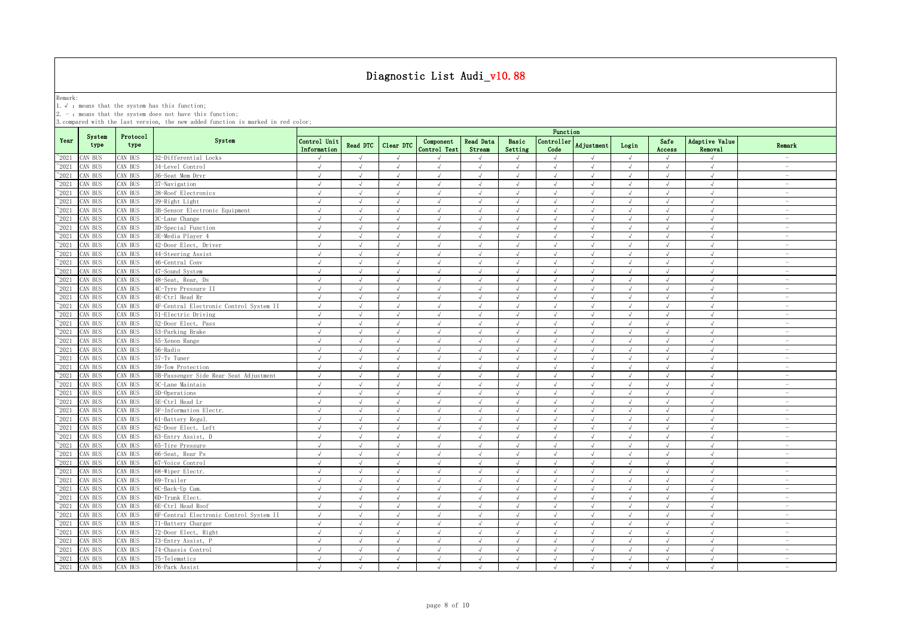# Diagnostic List Audi_v10.88

Remark:
1. √ : means that the system has this function;
2. - : means that the system does not have this function;
3. compared with the last version, the new added function is marked in red color;

| Year | System type | Protocol type | System | Function | | | | | | | | | | | |
|---|---|---|---|---|---|---|---|---|---|---|---|---|---|---|---|
| | | | | Control Unit Information | Read DTC | Clear DTC | Component Control Test | Read Data Stream | Basic Setting | Controller Code | Adjustment | Login | Safe Access | Adaptive Value Removal | Remark |
| ~2021 | CAN BUS | CAN BUS | 32-Differential Locks | √ | √ | √ | √ | √ | √ | √ | √ | √ | √ | √ | - |
| ~2021 | CAN BUS | CAN BUS | 34-Level Control | √ | √ | √ | √ | √ | √ | √ | √ | √ | √ | √ | - |
| ~2021 | CAN BUS | CAN BUS | 36-Seat Mem Drvr | √ | √ | √ | √ | √ | √ | √ | √ | √ | √ | √ | - |
| ~2021 | CAN BUS | CAN BUS | 37-Navigation | √ | √ | √ | √ | √ | √ | √ | √ | √ | √ | √ | - |
| ~2021 | CAN BUS | CAN BUS | 38-Roof Electronics | √ | √ | √ | √ | √ | √ | √ | √ | √ | √ | √ | - |
| ~2021 | CAN BUS | CAN BUS | 39-Right Light | √ | √ | √ | √ | √ | √ | √ | √ | √ | √ | √ | - |
| ~2021 | CAN BUS | CAN BUS | 3B-Sensor Electronic Equipment | √ | √ | √ | √ | √ | √ | √ | √ | √ | √ | √ | - |
| ~2021 | CAN BUS | CAN BUS | 3C-Lane Change | √ | √ | √ | √ | √ | √ | √ | √ | √ | √ | √ | - |
| ~2021 | CAN BUS | CAN BUS | 3D-Special Function | √ | √ | √ | √ | √ | √ | √ | √ | √ | √ | √ | - |
| ~2021 | CAN BUS | CAN BUS | 3E-Media Player 4 | √ | √ | √ | √ | √ | √ | √ | √ | √ | √ | √ | - |
| ~2021 | CAN BUS | CAN BUS | 42-Door Elect, Driver | √ | √ | √ | √ | √ | √ | √ | √ | √ | √ | √ | - |
| ~2021 | CAN BUS | CAN BUS | 44-Steering Assist | √ | √ | √ | √ | √ | √ | √ | √ | √ | √ | √ | - |
| ~2021 | CAN BUS | CAN BUS | 46-Central Conv | √ | √ | √ | √ | √ | √ | √ | √ | √ | √ | √ | - |
| ~2021 | CAN BUS | CAN BUS | 47-Sound System | √ | √ | √ | √ | √ | √ | √ | √ | √ | √ | √ | - |
| ~2021 | CAN BUS | CAN BUS | 48-Seat, Rear, Ds | √ | √ | √ | √ | √ | √ | √ | √ | √ | √ | √ | - |
| ~2021 | CAN BUS | CAN BUS | 4C-Tyre Pressure II | √ | √ | √ | √ | √ | √ | √ | √ | √ | √ | √ | - |
| ~2021 | CAN BUS | CAN BUS | 4E-Ctrl Head Rr | √ | √ | √ | √ | √ | √ | √ | √ | √ | √ | √ | - |
| ~2021 | CAN BUS | CAN BUS | 4F-Central Electronic Control System II | √ | √ | √ | √ | √ | √ | √ | √ | √ | √ | √ | - |
| ~2021 | CAN BUS | CAN BUS | 51-Electric Driving | √ | √ | √ | √ | √ | √ | √ | √ | √ | √ | √ | - |
| ~2021 | CAN BUS | CAN BUS | 52-Door Elect, Pass | √ | √ | √ | √ | √ | √ | √ | √ | √ | √ | √ | - |
| ~2021 | CAN BUS | CAN BUS | 53-Parking Brake | √ | √ | √ | √ | √ | √ | √ | √ | √ | √ | √ | - |
| ~2021 | CAN BUS | CAN BUS | 55-Xenon Range | √ | √ | √ | √ | √ | √ | √ | √ | √ | √ | √ | - |
| ~2021 | CAN BUS | CAN BUS | 56-Radio | √ | √ | √ | √ | √ | √ | √ | √ | √ | √ | √ | - |
| ~2021 | CAN BUS | CAN BUS | 57-Tv Tuner | √ | √ | √ | √ | √ | √ | √ | √ | √ | √ | √ | - |
| ~2021 | CAN BUS | CAN BUS | 59-Tow Protection | √ | √ | √ | √ | √ | √ | √ | √ | √ | √ | √ | - |
| ~2021 | CAN BUS | CAN BUS | 5B-Passenger Side Rear Seat Adjustment | √ | √ | √ | √ | √ | √ | √ | √ | √ | √ | √ | - |
| ~2021 | CAN BUS | CAN BUS | 5C-Lane Maintain | √ | √ | √ | √ | √ | √ | √ | √ | √ | √ | √ | - |
| ~2021 | CAN BUS | CAN BUS | 5D-Operations | √ | √ | √ | √ | √ | √ | √ | √ | √ | √ | √ | - |
| ~2021 | CAN BUS | CAN BUS | 5E-Ctrl Head Lr | √ | √ | √ | √ | √ | √ | √ | √ | √ | √ | √ | - |
| ~2021 | CAN BUS | CAN BUS | 5F-Information Electr. | √ | √ | √ | √ | √ | √ | √ | √ | √ | √ | √ | - |
| ~2021 | CAN BUS | CAN BUS | 61-Battery Regul. | √ | √ | √ | √ | √ | √ | √ | √ | √ | √ | √ | - |
| ~2021 | CAN BUS | CAN BUS | 62-Door Elect, Left | √ | √ | √ | √ | √ | √ | √ | √ | √ | √ | √ | - |
| ~2021 | CAN BUS | CAN BUS | 63-Entry Assist, D | √ | √ | √ | √ | √ | √ | √ | √ | √ | √ | √ | - |
| ~2021 | CAN BUS | CAN BUS | 65-Tire Pressure | √ | √ | √ | √ | √ | √ | √ | √ | √ | √ | √ | - |
| ~2021 | CAN BUS | CAN BUS | 66-Seat, Rear Ps | √ | √ | √ | √ | √ | √ | √ | √ | √ | √ | √ | - |
| ~2021 | CAN BUS | CAN BUS | 67-Voice Control | √ | √ | √ | √ | √ | √ | √ | √ | √ | √ | √ | - |
| ~2021 | CAN BUS | CAN BUS | 68-Wiper Electr. | √ | √ | √ | √ | √ | √ | √ | √ | √ | √ | √ | - |
| ~2021 | CAN BUS | CAN BUS | 69-Trailer | √ | √ | √ | √ | √ | √ | √ | √ | √ | √ | √ | - |
| ~2021 | CAN BUS | CAN BUS | 6C-Back-Up Cam. | √ | √ | √ | √ | √ | √ | √ | √ | √ | √ | √ | - |
| ~2021 | CAN BUS | CAN BUS | 6D-Trunk Elect. | √ | √ | √ | √ | √ | √ | √ | √ | √ | √ | √ | - |
| ~2021 | CAN BUS | CAN BUS | 6E-Ctrl Head Roof | √ | √ | √ | √ | √ | √ | √ | √ | √ | √ | √ | - |
| ~2021 | CAN BUS | CAN BUS | 6F-Central Electronic Control System II | √ | √ | √ | √ | √ | √ | √ | √ | √ | √ | √ | - |
| ~2021 | CAN BUS | CAN BUS | 71-Battery Charger | √ | √ | √ | √ | √ | √ | √ | √ | √ | √ | √ | - |
| ~2021 | CAN BUS | CAN BUS | 72-Door Elect, Right | √ | √ | √ | √ | √ | √ | √ | √ | √ | √ | √ | - |
| ~2021 | CAN BUS | CAN BUS | 73-Entry Assist, P | √ | √ | √ | √ | √ | √ | √ | √ | √ | √ | √ | - |
| ~2021 | CAN BUS | CAN BUS | 74-Chassis Control | √ | √ | √ | √ | √ | √ | √ | √ | √ | √ | √ | - |
| ~2021 | CAN BUS | CAN BUS | 75-Telematics | √ | √ | √ | √ | √ | √ | √ | √ | √ | √ | √ | - |
| ~2021 | CAN BUS | CAN BUS | 76-Park Assist | √ | √ | √ | √ | √ | √ | √ | √ | √ | √ | √ | - |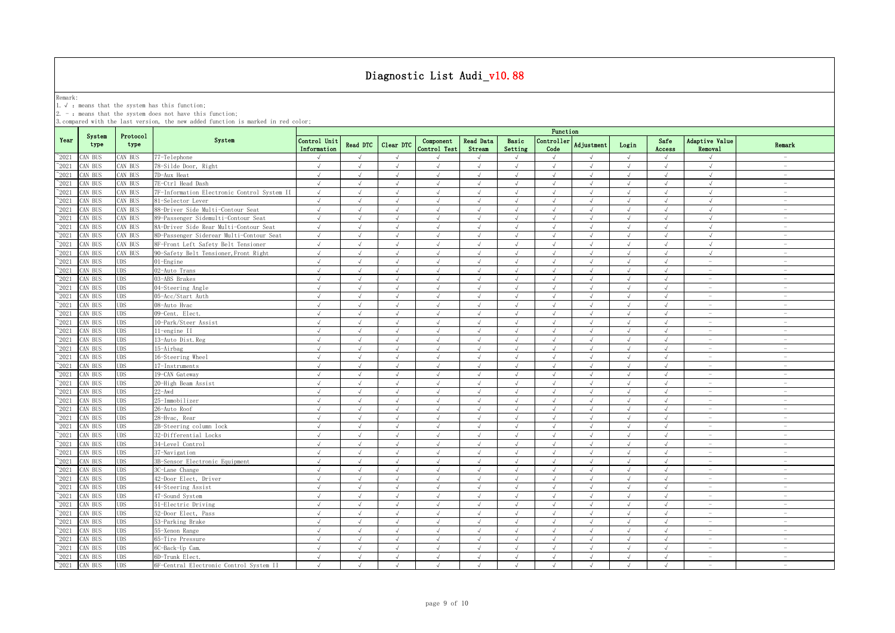# Diagnostic List Audi_v10.88

Remark:

1. √ : means that the system has this function;
2. - : means that the system does not have this function;
3. compared with the last version, the new added function is marked in red color;

| Year | System type | Protocol type | System | Function | | | | | | | | | | | |
|---|---|---|---|---|---|---|---|---|---|---|---|---|---|---|---|
| | | | | Control Unit Information | Read DTC | Clear DTC | Component Control Test | Read Data Stream | Basic Setting | Controller Code | Adjustment | Login | Safe Access | Adaptive Value Removal | Remark |
| ~2021 | CAN BUS | CAN BUS | 77-Telephone | √ | √ | √ | √ | √ | √ | √ | √ | √ | √ | √ | - |
| ~2021 | CAN BUS | CAN BUS | 78-Silde Door, Right | √ | √ | √ | √ | √ | √ | √ | √ | √ | √ | √ | - |
| ~2021 | CAN BUS | CAN BUS | 7D-Aux Heat | √ | √ | √ | √ | √ | √ | √ | √ | √ | √ | √ | - |
| ~2021 | CAN BUS | CAN BUS | 7E-Ctrl Head Dash | √ | √ | √ | √ | √ | √ | √ | √ | √ | √ | √ | - |
| ~2021 | CAN BUS | CAN BUS | 7F-Information Electronic Control System II | √ | √ | √ | √ | √ | √ | √ | √ | √ | √ | √ | - |
| ~2021 | CAN BUS | CAN BUS | 81-Selector Lever | √ | √ | √ | √ | √ | √ | √ | √ | √ | √ | √ | - |
| ~2021 | CAN BUS | CAN BUS | 88-Driver Side Multi-Contour Seat | √ | √ | √ | √ | √ | √ | √ | √ | √ | √ | √ | - |
| ~2021 | CAN BUS | CAN BUS | 89-Passenger Sidemulti-Contour Seat | √ | √ | √ | √ | √ | √ | √ | √ | √ | √ | √ | - |
| ~2021 | CAN BUS | CAN BUS | 8A-Driver Side Rear Multi-Contour Seat | √ | √ | √ | √ | √ | √ | √ | √ | √ | √ | √ | - |
| ~2021 | CAN BUS | CAN BUS | 8D-Passenger Siderear Multi-Contour Seat | √ | √ | √ | √ | √ | √ | √ | √ | √ | √ | √ | - |
| ~2021 | CAN BUS | CAN BUS | 8F-Front Left Safety Belt Tensioner | √ | √ | √ | √ | √ | √ | √ | √ | √ | √ | √ | - |
| ~2021 | CAN BUS | CAN BUS | 90-Safety Belt Tensioner,Front Right | √ | √ | √ | √ | √ | √ | √ | √ | √ | √ | √ | - |
| ~2021 | CAN BUS | UDS | 01-Engine | √ | √ | √ | √ | √ | √ | √ | √ | √ | √ | - | - |
| ~2021 | CAN BUS | UDS | 02-Auto Trans | √ | √ | √ | √ | √ | √ | √ | √ | √ | √ | - | - |
| ~2021 | CAN BUS | UDS | 03-ABS Brakes | √ | √ | √ | √ | √ | √ | √ | √ | √ | √ | - | - |
| ~2021 | CAN BUS | UDS | 04-Steering Angle | √ | √ | √ | √ | √ | √ | √ | √ | √ | √ | - | - |
| ~2021 | CAN BUS | UDS | 05-Acc/Start Auth | √ | √ | √ | √ | √ | √ | √ | √ | √ | √ | - | - |
| ~2021 | CAN BUS | UDS | 08-Auto Hvac | √ | √ | √ | √ | √ | √ | √ | √ | √ | √ | - | - |
| ~2021 | CAN BUS | UDS | 09-Cent. Elect. | √ | √ | √ | √ | √ | √ | √ | √ | √ | √ | - | - |
| ~2021 | CAN BUS | UDS | 10-Park/Steer Assist | √ | √ | √ | √ | √ | √ | √ | √ | √ | √ | - | - |
| ~2021 | CAN BUS | UDS | 11-engine II | √ | √ | √ | √ | √ | √ | √ | √ | √ | √ | - | - |
| ~2021 | CAN BUS | UDS | 13-Auto Dist.Reg | √ | √ | √ | √ | √ | √ | √ | √ | √ | √ | - | - |
| ~2021 | CAN BUS | UDS | 15-Airbag | √ | √ | √ | √ | √ | √ | √ | √ | √ | √ | - | - |
| ~2021 | CAN BUS | UDS | 16-Steering Wheel | √ | √ | √ | √ | √ | √ | √ | √ | √ | √ | - | - |
| ~2021 | CAN BUS | UDS | 17-Instruments | √ | √ | √ | √ | √ | √ | √ | √ | √ | √ | - | - |
| ~2021 | CAN BUS | UDS | 19-CAN Gateway | √ | √ | √ | √ | √ | √ | √ | √ | √ | √ | - | - |
| ~2021 | CAN BUS | UDS | 20-High Beam Assist | √ | √ | √ | √ | √ | √ | √ | √ | √ | √ | - | - |
| ~2021 | CAN BUS | UDS | 22-Awd | √ | √ | √ | √ | √ | √ | √ | √ | √ | √ | - | - |
| ~2021 | CAN BUS | UDS | 25-Immobilizer | √ | √ | √ | √ | √ | √ | √ | √ | √ | √ | - | - |
| ~2021 | CAN BUS | UDS | 26-Auto Roof | √ | √ | √ | √ | √ | √ | √ | √ | √ | √ | - | - |
| ~2021 | CAN BUS | UDS | 28-Hvac, Rear | √ | √ | √ | √ | √ | √ | √ | √ | √ | √ | - | - |
| ~2021 | CAN BUS | UDS | 2B-Steering column lock | √ | √ | √ | √ | √ | √ | √ | √ | √ | √ | - | - |
| ~2021 | CAN BUS | UDS | 32-Differential Locks | √ | √ | √ | √ | √ | √ | √ | √ | √ | √ | - | - |
| ~2021 | CAN BUS | UDS | 34-Level Control | √ | √ | √ | √ | √ | √ | √ | √ | √ | √ | - | - |
| ~2021 | CAN BUS | UDS | 37-Navigation | √ | √ | √ | √ | √ | √ | √ | √ | √ | √ | - | - |
| ~2021 | CAN BUS | UDS | 3B-Sensor Electronic Equipment | √ | √ | √ | √ | √ | √ | √ | √ | √ | √ | - | - |
| ~2021 | CAN BUS | UDS | 3C-Lane Change | √ | √ | √ | √ | √ | √ | √ | √ | √ | √ | - | - |
| ~2021 | CAN BUS | UDS | 42-Door Elect, Driver | √ | √ | √ | √ | √ | √ | √ | √ | √ | √ | - | - |
| ~2021 | CAN BUS | UDS | 44-Steering Assist | √ | √ | √ | √ | √ | √ | √ | √ | √ | √ | - | - |
| ~2021 | CAN BUS | UDS | 47-Sound System | √ | √ | √ | √ | √ | √ | √ | √ | √ | √ | - | - |
| ~2021 | CAN BUS | UDS | 51-Electric Driving | √ | √ | √ | √ | √ | √ | √ | √ | √ | √ | - | - |
| ~2021 | CAN BUS | UDS | 52-Door Elect, Pass | √ | √ | √ | √ | √ | √ | √ | √ | √ | √ | - | - |
| ~2021 | CAN BUS | UDS | 53-Parking Brake | √ | √ | √ | √ | √ | √ | √ | √ | √ | √ | - | - |
| ~2021 | CAN BUS | UDS | 55-Xenon Range | √ | √ | √ | √ | √ | √ | √ | √ | √ | √ | - | - |
| ~2021 | CAN BUS | UDS | 65-Tire Pressure | √ | √ | √ | √ | √ | √ | √ | √ | √ | √ | - | - |
| ~2021 | CAN BUS | UDS | 6C-Back-Up Cam. | √ | √ | √ | √ | √ | √ | √ | √ | √ | √ | - | - |
| ~2021 | CAN BUS | UDS | 6D-Trunk Elect. | √ | √ | √ | √ | √ | √ | √ | √ | √ | √ | - | - |
| ~2021 | CAN BUS | UDS | 6F-Central Electronic Control System II | √ | √ | √ | √ | √ | √ | √ | √ | √ | √ | - | - |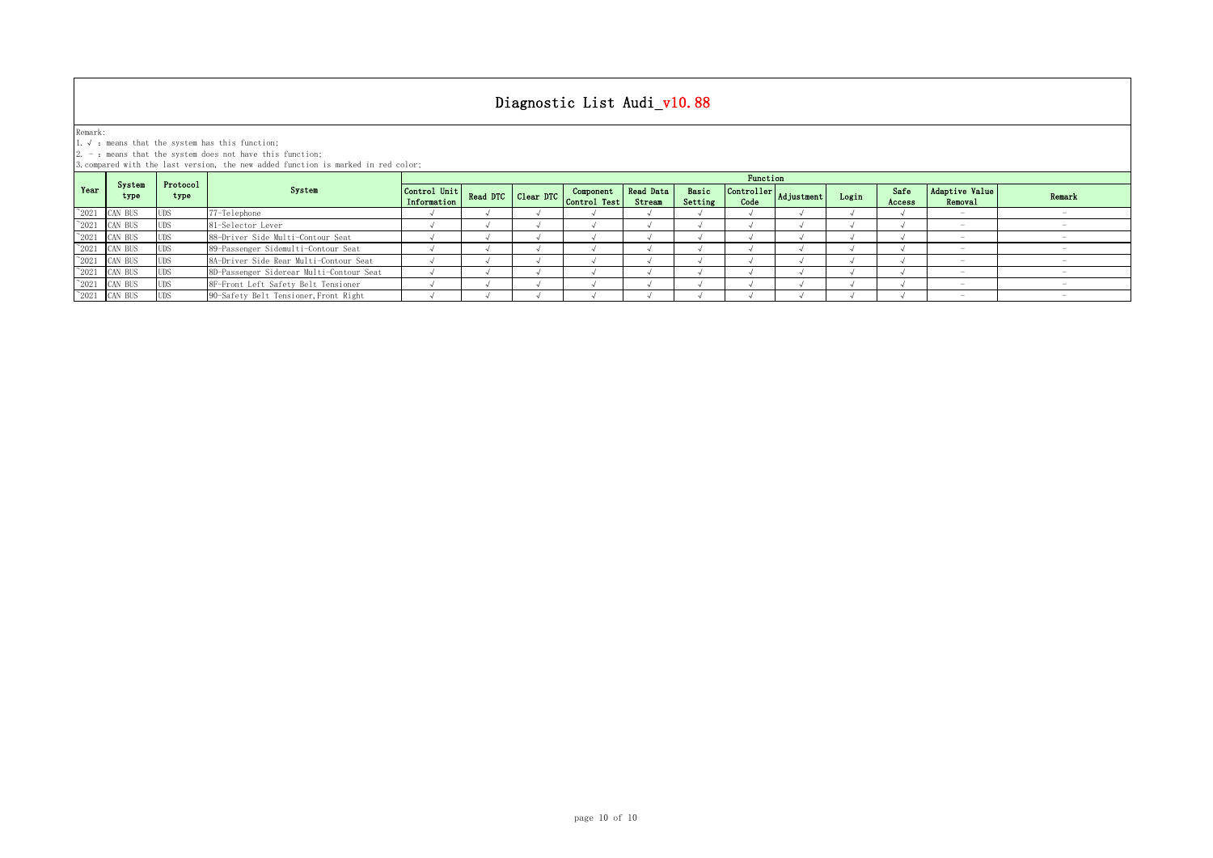# Diagnostic List Audi_v10.88

Remark:

1. √ : means that the system has this function;
2. – : means that the system does not have this function;
3. compared with the last version, the new added function is marked in red color;

| Year | System type | Protocol type | System | Function | | | | | | | | | | | |
|---|---|---|---|---|---|---|---|---|---|---|---|---|---|---|---|
| | | | | Control Unit Information | Read DTC | Clear DTC | Component Control Test | Read Data Stream | Basic Setting | Controller Code | Adjustment | Login | Safe Access | Adaptive Value Removal | Remark |
| ~2021 | CAN BUS | UDS | 77-Telephone | √ | √ | √ | √ | √ | √ | √ | √ | √ | √ | – | – |
| ~2021 | CAN BUS | UDS | 81-Selector Lever | √ | √ | √ | √ | √ | √ | √ | √ | √ | √ | – | – |
| ~2021 | CAN BUS | UDS | 88-Driver Side Multi-Contour Seat | √ | √ | √ | √ | √ | √ | √ | √ | √ | √ | – | – |
| ~2021 | CAN BUS | UDS | 89-Passenger Sidemulti-Contour Seat | √ | √ | √ | √ | √ | √ | √ | √ | √ | √ | – | – |
| ~2021 | CAN BUS | UDS | 8A-Driver Side Rear Multi-Contour Seat | √ | √ | √ | √ | √ | √ | √ | √ | √ | √ | – | – |
| ~2021 | CAN BUS | UDS | 8D-Passenger Siderear Multi-Contour Seat | √ | √ | √ | √ | √ | √ | √ | √ | √ | √ | – | – |
| ~2021 | CAN BUS | UDS | 8F-Front Left Safety Belt Tensioner | √ | √ | √ | √ | √ | √ | √ | √ | √ | √ | – | – |
| ~2021 | CAN BUS | UDS | 90-Safety Belt Tensioner,Front Right | √ | √ | √ | √ | √ | √ | √ | √ | √ | √ | – | – |